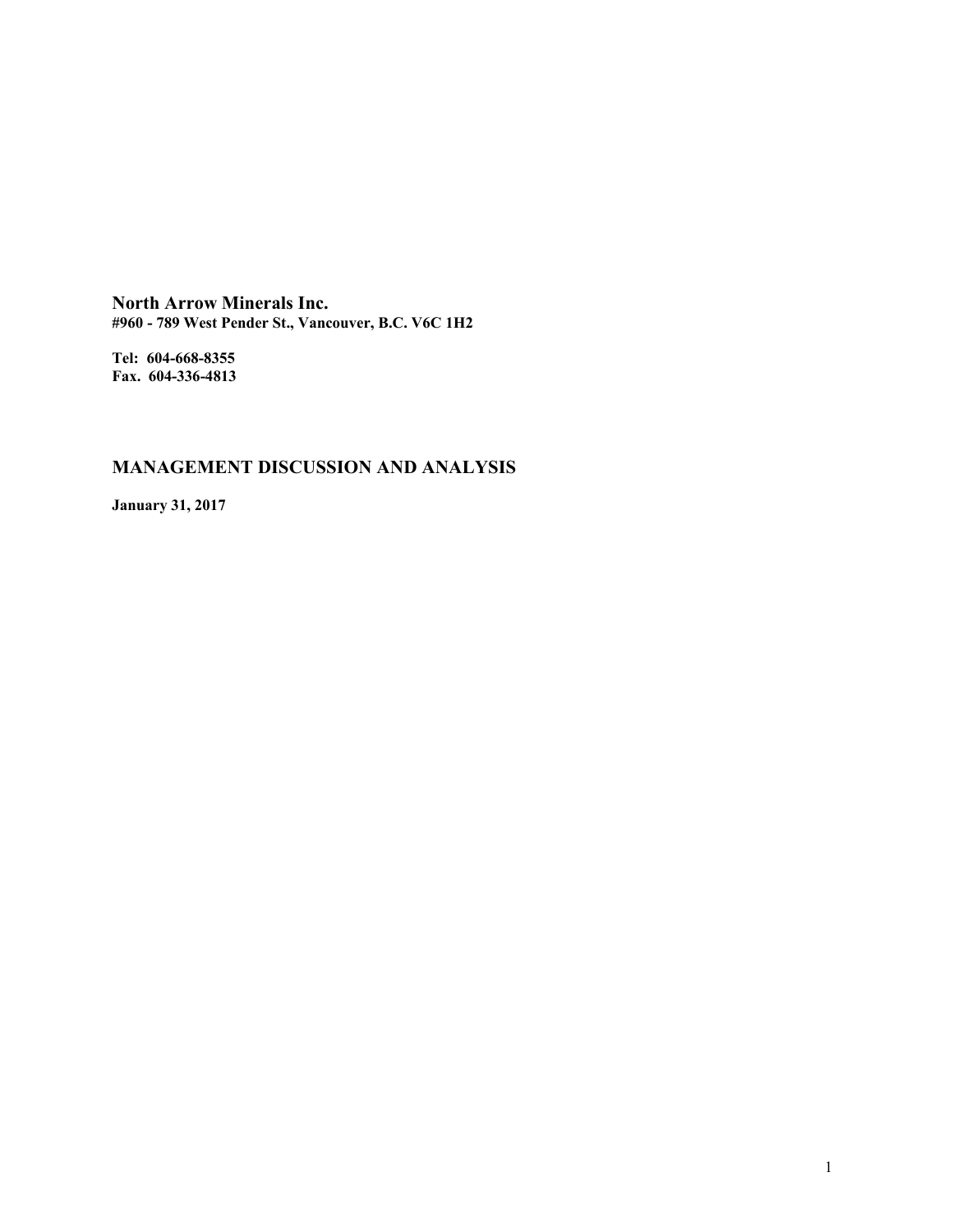**North Arrow Minerals Inc.**
**#960 - 789 West Pender St., Vancouver, B.C. V6C 1H2**

**Tel: 604-668-8355**
**Fax. 604-336-4813**

## MANAGEMENT DISCUSSION AND ANALYSIS

**January 31, 2017**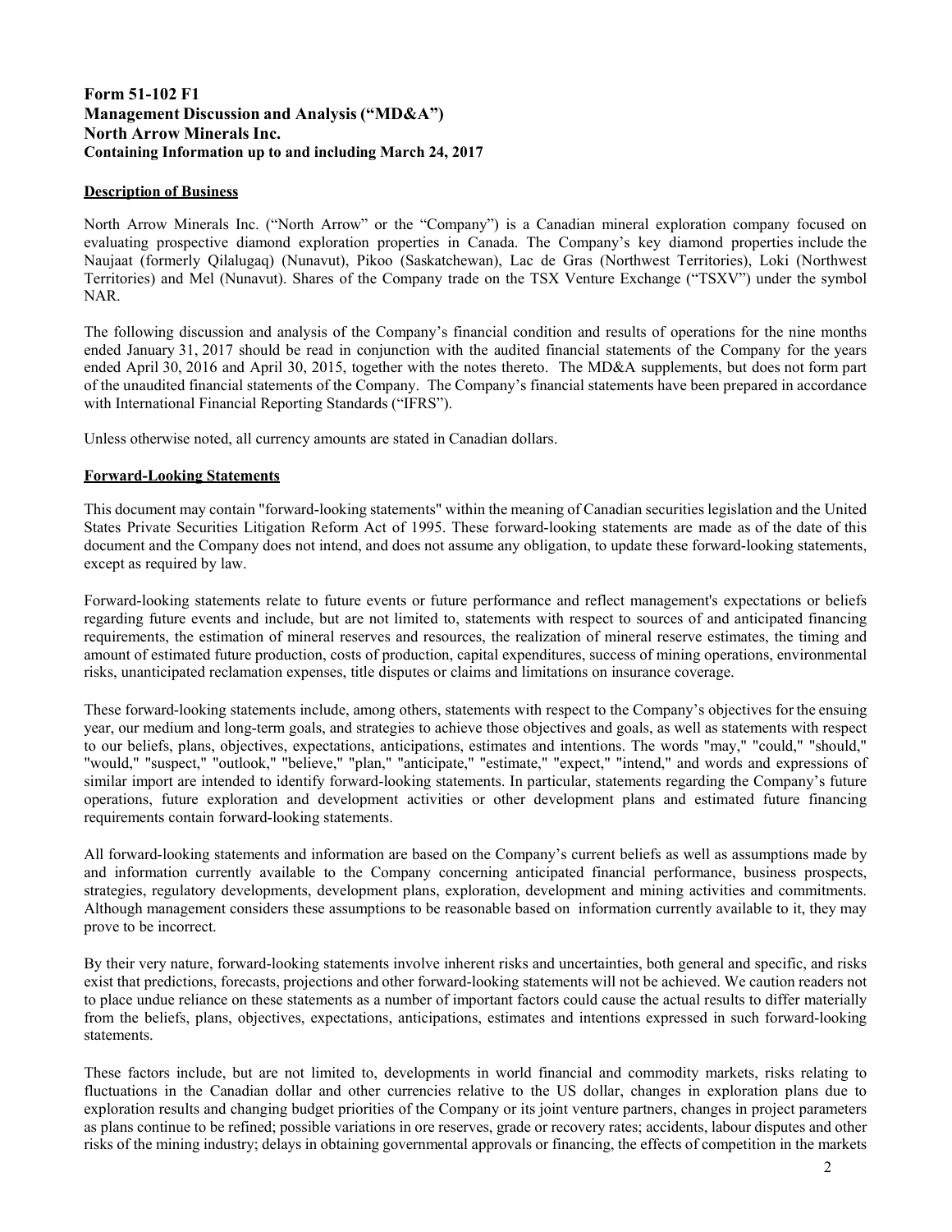**Form 51-102 F1**
**Management Discussion and Analysis ("MD&A")**
**North Arrow Minerals Inc.**
**Containing Information up to and including March 24, 2017**

## Description of Business

North Arrow Minerals Inc. ("North Arrow" or the "Company") is a Canadian mineral exploration company focused on evaluating prospective diamond exploration properties in Canada. The Company's key diamond properties include the Naujaat (formerly Qilalugaq) (Nunavut), Pikoo (Saskatchewan), Lac de Gras (Northwest Territories), Loki (Northwest Territories) and Mel (Nunavut). Shares of the Company trade on the TSX Venture Exchange ("TSXV") under the symbol NAR.

The following discussion and analysis of the Company's financial condition and results of operations for the nine months ended January 31, 2017 should be read in conjunction with the audited financial statements of the Company for the years ended April 30, 2016 and April 30, 2015, together with the notes thereto. The MD&A supplements, but does not form part of the unaudited financial statements of the Company. The Company's financial statements have been prepared in accordance with International Financial Reporting Standards ("IFRS").

Unless otherwise noted, all currency amounts are stated in Canadian dollars.

## Forward-Looking Statements

This document may contain "forward-looking statements" within the meaning of Canadian securities legislation and the United States Private Securities Litigation Reform Act of 1995. These forward-looking statements are made as of the date of this document and the Company does not intend, and does not assume any obligation, to update these forward-looking statements, except as required by law.

Forward-looking statements relate to future events or future performance and reflect management's expectations or beliefs regarding future events and include, but are not limited to, statements with respect to sources of and anticipated financing requirements, the estimation of mineral reserves and resources, the realization of mineral reserve estimates, the timing and amount of estimated future production, costs of production, capital expenditures, success of mining operations, environmental risks, unanticipated reclamation expenses, title disputes or claims and limitations on insurance coverage.

These forward-looking statements include, among others, statements with respect to the Company's objectives for the ensuing year, our medium and long-term goals, and strategies to achieve those objectives and goals, as well as statements with respect to our beliefs, plans, objectives, expectations, anticipations, estimates and intentions. The words "may," "could," "should," "would," "suspect," "outlook," "believe," "plan," "anticipate," "estimate," "expect," "intend," and words and expressions of similar import are intended to identify forward-looking statements. In particular, statements regarding the Company's future operations, future exploration and development activities or other development plans and estimated future financing requirements contain forward-looking statements.

All forward-looking statements and information are based on the Company's current beliefs as well as assumptions made by and information currently available to the Company concerning anticipated financial performance, business prospects, strategies, regulatory developments, development plans, exploration, development and mining activities and commitments. Although management considers these assumptions to be reasonable based on information currently available to it, they may prove to be incorrect.

By their very nature, forward-looking statements involve inherent risks and uncertainties, both general and specific, and risks exist that predictions, forecasts, projections and other forward-looking statements will not be achieved. We caution readers not to place undue reliance on these statements as a number of important factors could cause the actual results to differ materially from the beliefs, plans, objectives, expectations, anticipations, estimates and intentions expressed in such forward-looking statements.

These factors include, but are not limited to, developments in world financial and commodity markets, risks relating to fluctuations in the Canadian dollar and other currencies relative to the US dollar, changes in exploration plans due to exploration results and changing budget priorities of the Company or its joint venture partners, changes in project parameters as plans continue to be refined; possible variations in ore reserves, grade or recovery rates; accidents, labour disputes and other risks of the mining industry; delays in obtaining governmental approvals or financing, the effects of competition in the markets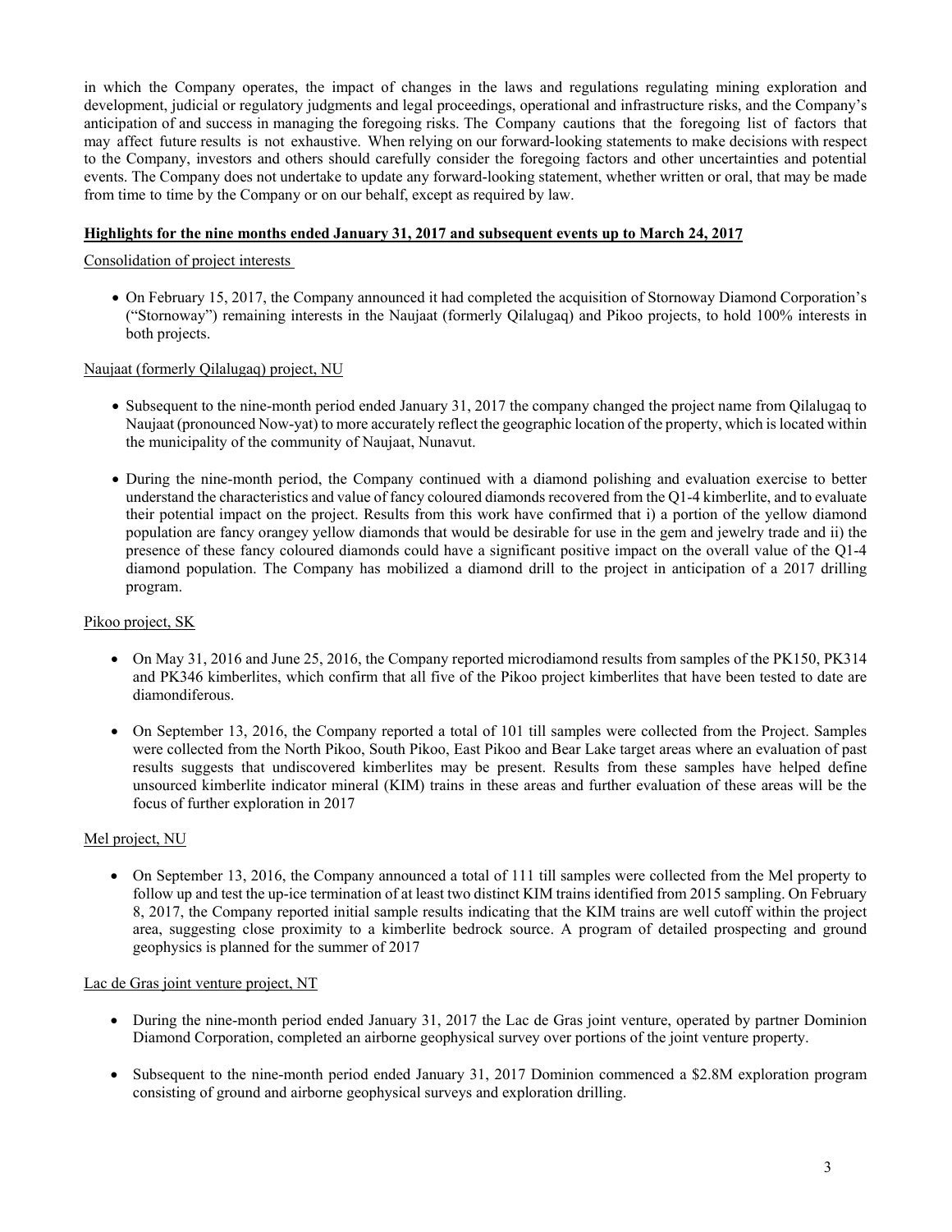in which the Company operates, the impact of changes in the laws and regulations regulating mining exploration and development, judicial or regulatory judgments and legal proceedings, operational and infrastructure risks, and the Company's anticipation of and success in managing the foregoing risks. The Company cautions that the foregoing list of factors that may affect future results is not exhaustive. When relying on our forward-looking statements to make decisions with respect to the Company, investors and others should carefully consider the foregoing factors and other uncertainties and potential events. The Company does not undertake to update any forward-looking statement, whether written or oral, that may be made from time to time by the Company or on our behalf, except as required by law.

## Highlights for the nine months ended January 31, 2017 and subsequent events up to March 24, 2017

### Consolidation of project interests

- On February 15, 2017, the Company announced it had completed the acquisition of Stornoway Diamond Corporation's ("Stornoway") remaining interests in the Naujaat (formerly Qilalugaq) and Pikoo projects, to hold 100% interests in both projects.

### Naujaat (formerly Qilalugaq) project, NU

- Subsequent to the nine-month period ended January 31, 2017 the company changed the project name from Qilalugaq to Naujaat (pronounced Now-yat) to more accurately reflect the geographic location of the property, which is located within the municipality of the community of Naujaat, Nunavut.
- During the nine-month period, the Company continued with a diamond polishing and evaluation exercise to better understand the characteristics and value of fancy coloured diamonds recovered from the Q1-4 kimberlite, and to evaluate their potential impact on the project. Results from this work have confirmed that i) a portion of the yellow diamond population are fancy orangey yellow diamonds that would be desirable for use in the gem and jewelry trade and ii) the presence of these fancy coloured diamonds could have a significant positive impact on the overall value of the Q1-4 diamond population. The Company has mobilized a diamond drill to the project in anticipation of a 2017 drilling program.

### Pikoo project, SK

- On May 31, 2016 and June 25, 2016, the Company reported microdiamond results from samples of the PK150, PK314 and PK346 kimberlites, which confirm that all five of the Pikoo project kimberlites that have been tested to date are diamondiferous.
- On September 13, 2016, the Company reported a total of 101 till samples were collected from the Project. Samples were collected from the North Pikoo, South Pikoo, East Pikoo and Bear Lake target areas where an evaluation of past results suggests that undiscovered kimberlites may be present. Results from these samples have helped define unsourced kimberlite indicator mineral (KIM) trains in these areas and further evaluation of these areas will be the focus of further exploration in 2017

### Mel project, NU

- On September 13, 2016, the Company announced a total of 111 till samples were collected from the Mel property to follow up and test the up-ice termination of at least two distinct KIM trains identified from 2015 sampling. On February 8, 2017, the Company reported initial sample results indicating that the KIM trains are well cutoff within the project area, suggesting close proximity to a kimberlite bedrock source. A program of detailed prospecting and ground geophysics is planned for the summer of 2017

### Lac de Gras joint venture project, NT

- During the nine-month period ended January 31, 2017 the Lac de Gras joint venture, operated by partner Dominion Diamond Corporation, completed an airborne geophysical survey over portions of the joint venture property.
- Subsequent to the nine-month period ended January 31, 2017 Dominion commenced a $2.8M exploration program consisting of ground and airborne geophysical surveys and exploration drilling.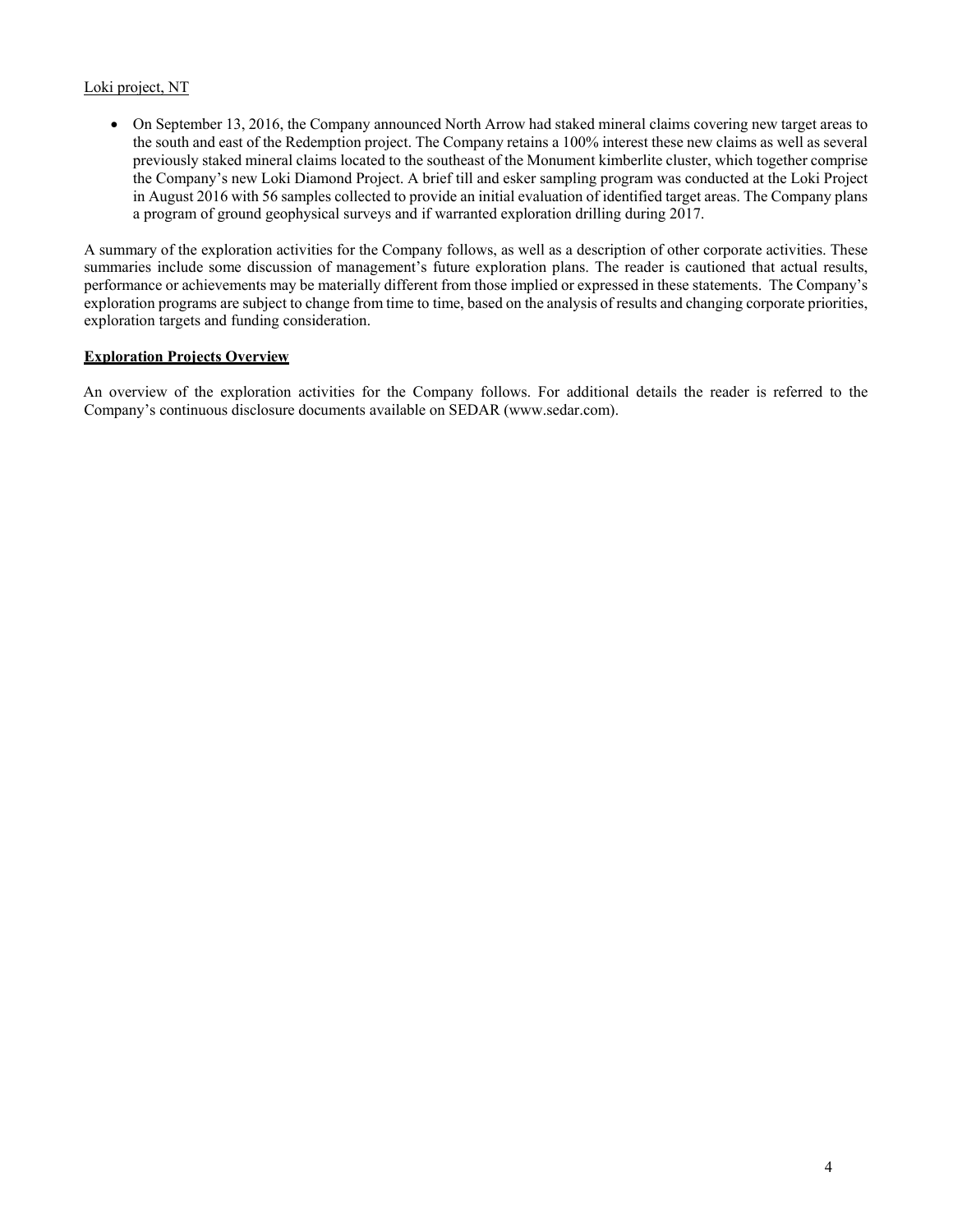Loki project, NT

- On September 13, 2016, the Company announced North Arrow had staked mineral claims covering new target areas to the south and east of the Redemption project. The Company retains a 100% interest these new claims as well as several previously staked mineral claims located to the southeast of the Monument kimberlite cluster, which together comprise the Company's new Loki Diamond Project. A brief till and esker sampling program was conducted at the Loki Project in August 2016 with 56 samples collected to provide an initial evaluation of identified target areas. The Company plans a program of ground geophysical surveys and if warranted exploration drilling during 2017.

A summary of the exploration activities for the Company follows, as well as a description of other corporate activities. These summaries include some discussion of management's future exploration plans. The reader is cautioned that actual results, performance or achievements may be materially different from those implied or expressed in these statements. The Company's exploration programs are subject to change from time to time, based on the analysis of results and changing corporate priorities, exploration targets and funding consideration.

## Exploration Projects Overview

An overview of the exploration activities for the Company follows. For additional details the reader is referred to the Company's continuous disclosure documents available on SEDAR (www.sedar.com).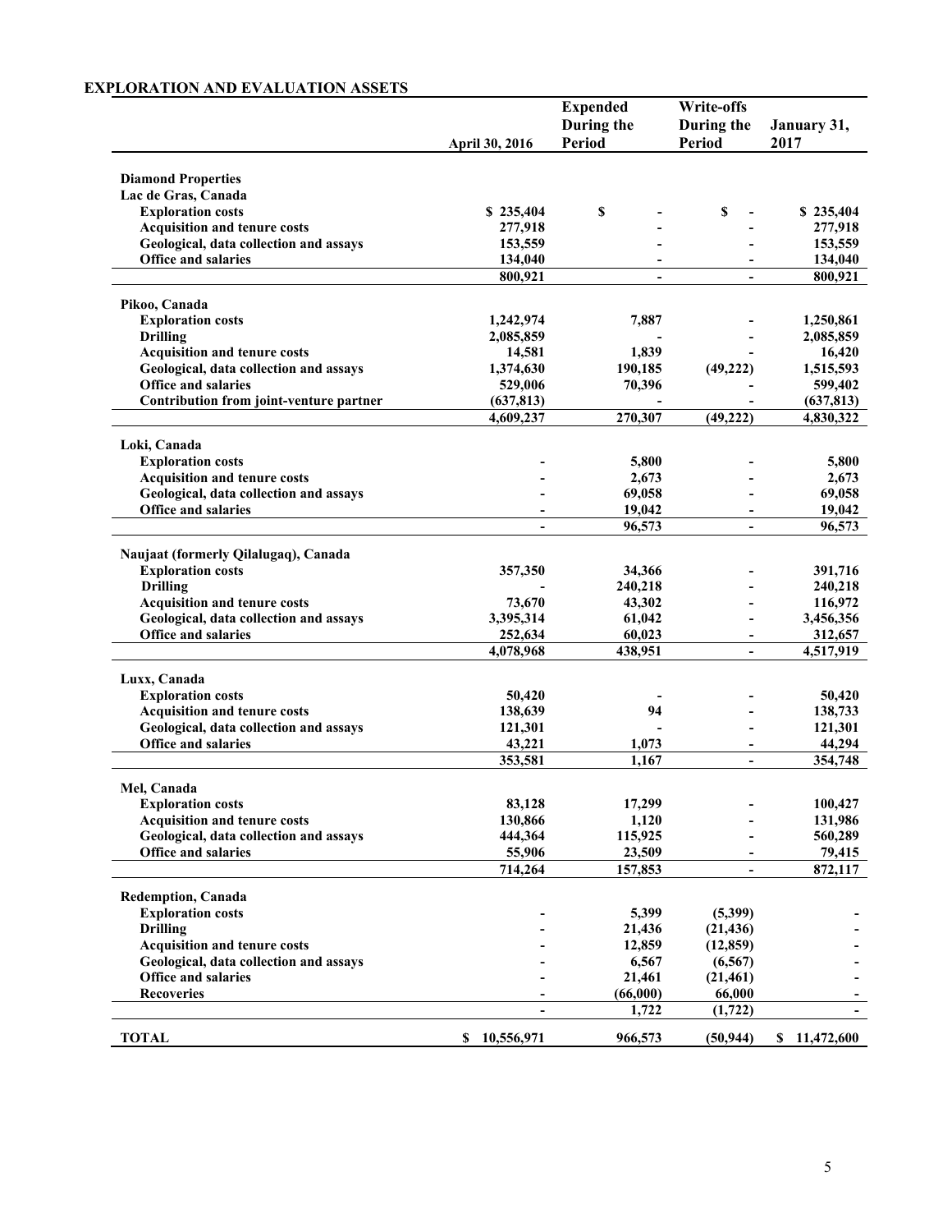## EXPLORATION AND EVALUATION ASSETS

| | April 30, 2016 | Expended During the Period | Write-offs During the Period | January 31, 2017 |
|---|---|---|---|---|
| **Diamond Properties** | | | | |
| **Lac de Gras, Canada** | | | | |
| **Exploration costs** | $ 235,404 | $ - | $ - | $ 235,404 |
| **Acquisition and tenure costs** | 277,918 | - | - | 277,918 |
| **Geological, data collection and assays** | 153,559 | - | - | 153,559 |
| **Office and salaries** | 134,040 | - | - | 134,040 |
| | 800,921 | - | - | 800,921 |
| **Pikoo, Canada** | | | | |
| **Exploration costs** | 1,242,974 | 7,887 | - | 1,250,861 |
| **Drilling** | 2,085,859 | - | - | 2,085,859 |
| **Acquisition and tenure costs** | 14,581 | 1,839 | - | 16,420 |
| **Geological, data collection and assays** | 1,374,630 | 190,185 | (49,222) | 1,515,593 |
| **Office and salaries** | 529,006 | 70,396 | - | 599,402 |
| **Contribution from joint-venture partner** | (637,813) | - | - | (637,813) |
| | 4,609,237 | 270,307 | (49,222) | 4,830,322 |
| **Loki, Canada** | | | | |
| **Exploration costs** | - | 5,800 | - | 5,800 |
| **Acquisition and tenure costs** | - | 2,673 | - | 2,673 |
| **Geological, data collection and assays** | - | 69,058 | - | 69,058 |
| **Office and salaries** | - | 19,042 | - | 19,042 |
| | - | 96,573 | - | 96,573 |
| **Naujaat (formerly Qilalugaq), Canada** | | | | |
| **Exploration costs** | 357,350 | 34,366 | - | 391,716 |
| **Drilling** | - | 240,218 | - | 240,218 |
| **Acquisition and tenure costs** | 73,670 | 43,302 | - | 116,972 |
| **Geological, data collection and assays** | 3,395,314 | 61,042 | - | 3,456,356 |
| **Office and salaries** | 252,634 | 60,023 | - | 312,657 |
| | 4,078,968 | 438,951 | - | 4,517,919 |
| **Luxx, Canada** | | | | |
| **Exploration costs** | 50,420 | - | - | 50,420 |
| **Acquisition and tenure costs** | 138,639 | 94 | - | 138,733 |
| **Geological, data collection and assays** | 121,301 | - | - | 121,301 |
| **Office and salaries** | 43,221 | 1,073 | - | 44,294 |
| | 353,581 | 1,167 | - | 354,748 |
| **Mel, Canada** | | | | |
| **Exploration costs** | 83,128 | 17,299 | - | 100,427 |
| **Acquisition and tenure costs** | 130,866 | 1,120 | - | 131,986 |
| **Geological, data collection and assays** | 444,364 | 115,925 | - | 560,289 |
| **Office and salaries** | 55,906 | 23,509 | - | 79,415 |
| | 714,264 | 157,853 | - | 872,117 |
| **Redemption, Canada** | | | | |
| **Exploration costs** | - | 5,399 | (5,399) | - |
| **Drilling** | - | 21,436 | (21,436) | - |
| **Acquisition and tenure costs** | - | 12,859 | (12,859) | - |
| **Geological, data collection and assays** | - | 6,567 | (6,567) | - |
| **Office and salaries** | - | 21,461 | (21,461) | - |
| **Recoveries** | - | (66,000) | 66,000 | - |
| | - | 1,722 | (1,722) | - |
| **TOTAL** | $ 10,556,971 | 966,573 | (50,944) | $ 11,472,600 |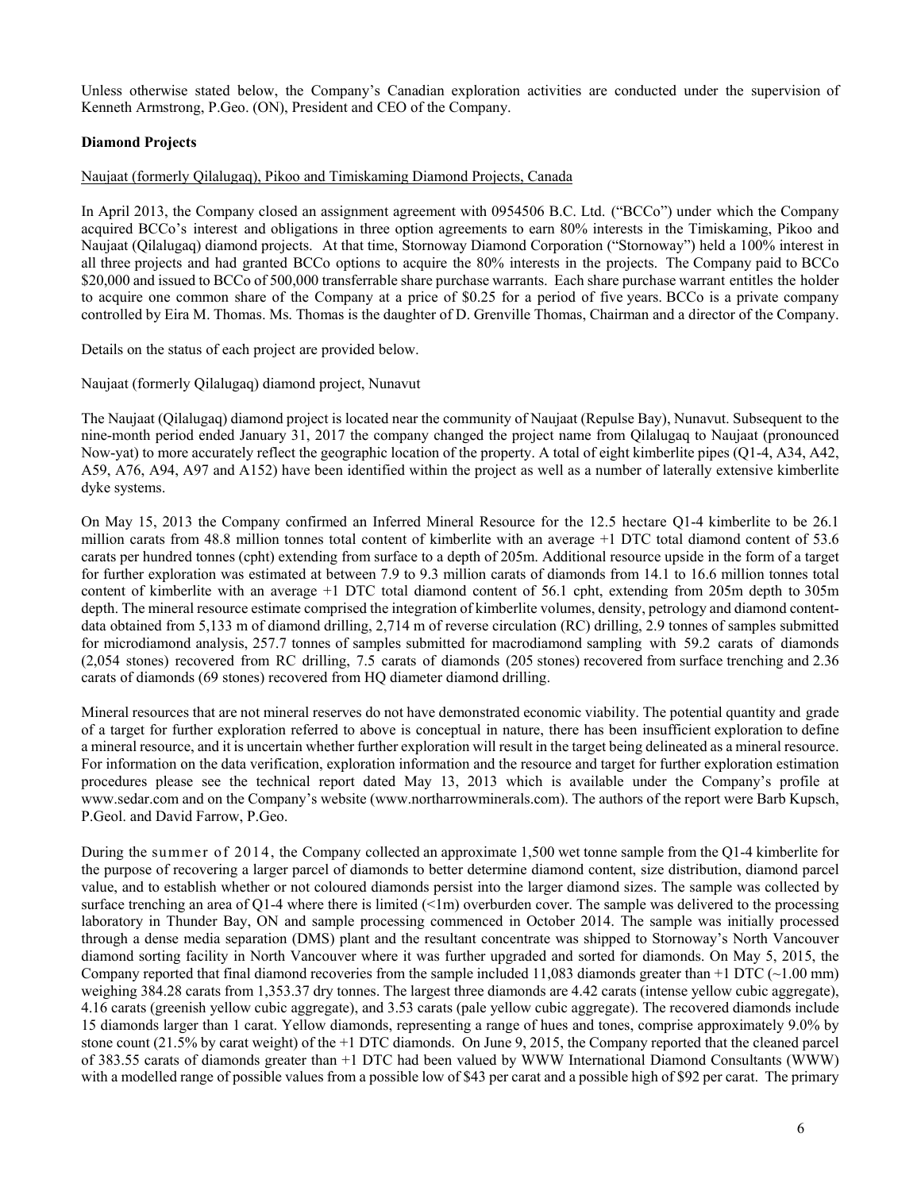Unless otherwise stated below, the Company's Canadian exploration activities are conducted under the supervision of Kenneth Armstrong, P.Geo. (ON), President and CEO of the Company.

**Diamond Projects**

Naujaat (formerly Qilalugaq), Pikoo and Timiskaming Diamond Projects, Canada

In April 2013, the Company closed an assignment agreement with 0954506 B.C. Ltd. ("BCCo") under which the Company acquired BCCo's interest and obligations in three option agreements to earn 80% interests in the Timiskaming, Pikoo and Naujaat (Qilalugaq) diamond projects. At that time, Stornoway Diamond Corporation ("Stornoway") held a 100% interest in all three projects and had granted BCCo options to acquire the 80% interests in the projects. The Company paid to BCCo $20,000 and issued to BCCo of 500,000 transferrable share purchase warrants. Each share purchase warrant entitles the holder to acquire one common share of the Company at a price of $0.25 for a period of five years. BCCo is a private company controlled by Eira M. Thomas. Ms. Thomas is the daughter of D. Grenville Thomas, Chairman and a director of the Company.

Details on the status of each project are provided below.

Naujaat (formerly Qilalugaq) diamond project, Nunavut

The Naujaat (Qilalugaq) diamond project is located near the community of Naujaat (Repulse Bay), Nunavut. Subsequent to the nine-month period ended January 31, 2017 the company changed the project name from Qilalugaq to Naujaat (pronounced Now-yat) to more accurately reflect the geographic location of the property. A total of eight kimberlite pipes (Q1-4, A34, A42, A59, A76, A94, A97 and A152) have been identified within the project as well as a number of laterally extensive kimberlite dyke systems.

On May 15, 2013 the Company confirmed an Inferred Mineral Resource for the 12.5 hectare Q1-4 kimberlite to be 26.1 million carats from 48.8 million tonnes total content of kimberlite with an average +1 DTC total diamond content of 53.6 carats per hundred tonnes (cpht) extending from surface to a depth of 205m. Additional resource upside in the form of a target for further exploration was estimated at between 7.9 to 9.3 million carats of diamonds from 14.1 to 16.6 million tonnes total content of kimberlite with an average +1 DTC total diamond content of 56.1 cpht, extending from 205m depth to 305m depth. The mineral resource estimate comprised the integration of kimberlite volumes, density, petrology and diamond content-data obtained from 5,133 m of diamond drilling, 2,714 m of reverse circulation (RC) drilling, 2.9 tonnes of samples submitted for microdiamond analysis, 257.7 tonnes of samples submitted for macrodiamond sampling with 59.2 carats of diamonds (2,054 stones) recovered from RC drilling, 7.5 carats of diamonds (205 stones) recovered from surface trenching and 2.36 carats of diamonds (69 stones) recovered from HQ diameter diamond drilling.

Mineral resources that are not mineral reserves do not have demonstrated economic viability. The potential quantity and grade of a target for further exploration referred to above is conceptual in nature, there has been insufficient exploration to define a mineral resource, and it is uncertain whether further exploration will result in the target being delineated as a mineral resource. For information on the data verification, exploration information and the resource and target for further exploration estimation procedures please see the technical report dated May 13, 2013 which is available under the Company's profile at www.sedar.com and on the Company's website (www.northarrowminerals.com). The authors of the report were Barb Kupsch, P.Geol. and David Farrow, P.Geo.

During the summer of 2014, the Company collected an approximate 1,500 wet tonne sample from the Q1-4 kimberlite for the purpose of recovering a larger parcel of diamonds to better determine diamond content, size distribution, diamond parcel value, and to establish whether or not coloured diamonds persist into the larger diamond sizes. The sample was collected by surface trenching an area of Q1-4 where there is limited (<1m) overburden cover. The sample was delivered to the processing laboratory in Thunder Bay, ON and sample processing commenced in October 2014. The sample was initially processed through a dense media separation (DMS) plant and the resultant concentrate was shipped to Stornoway's North Vancouver diamond sorting facility in North Vancouver where it was further upgraded and sorted for diamonds. On May 5, 2015, the Company reported that final diamond recoveries from the sample included 11,083 diamonds greater than +1 DTC (~1.00 mm) weighing 384.28 carats from 1,353.37 dry tonnes. The largest three diamonds are 4.42 carats (intense yellow cubic aggregate), 4.16 carats (greenish yellow cubic aggregate), and 3.53 carats (pale yellow cubic aggregate). The recovered diamonds include 15 diamonds larger than 1 carat. Yellow diamonds, representing a range of hues and tones, comprise approximately 9.0% by stone count (21.5% by carat weight) of the +1 DTC diamonds. On June 9, 2015, the Company reported that the cleaned parcel of 383.55 carats of diamonds greater than +1 DTC had been valued by WWW International Diamond Consultants (WWW) with a modelled range of possible values from a possible low of $43 per carat and a possible high of $92 per carat. The primary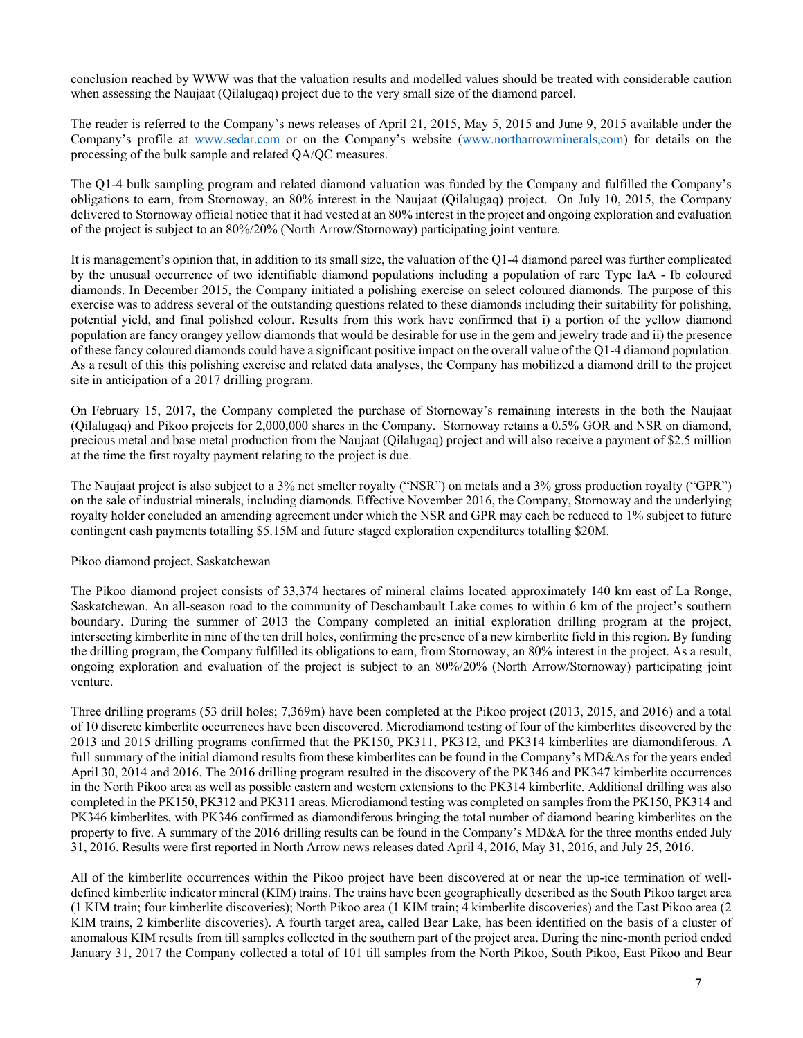conclusion reached by WWW was that the valuation results and modelled values should be treated with considerable caution when assessing the Naujaat (Qilalugaq) project due to the very small size of the diamond parcel.

The reader is referred to the Company's news releases of April 21, 2015, May 5, 2015 and June 9, 2015 available under the Company's profile at www.sedar.com or on the Company's website (www.northarrowminerals,com) for details on the processing of the bulk sample and related QA/QC measures.

The Q1-4 bulk sampling program and related diamond valuation was funded by the Company and fulfilled the Company's obligations to earn, from Stornoway, an 80% interest in the Naujaat (Qilalugaq) project. On July 10, 2015, the Company delivered to Stornoway official notice that it had vested at an 80% interest in the project and ongoing exploration and evaluation of the project is subject to an 80%/20% (North Arrow/Stornoway) participating joint venture.

It is management's opinion that, in addition to its small size, the valuation of the Q1-4 diamond parcel was further complicated by the unusual occurrence of two identifiable diamond populations including a population of rare Type IaA - Ib coloured diamonds. In December 2015, the Company initiated a polishing exercise on select coloured diamonds. The purpose of this exercise was to address several of the outstanding questions related to these diamonds including their suitability for polishing, potential yield, and final polished colour. Results from this work have confirmed that i) a portion of the yellow diamond population are fancy orangey yellow diamonds that would be desirable for use in the gem and jewelry trade and ii) the presence of these fancy coloured diamonds could have a significant positive impact on the overall value of the Q1-4 diamond population. As a result of this this polishing exercise and related data analyses, the Company has mobilized a diamond drill to the project site in anticipation of a 2017 drilling program.

On February 15, 2017, the Company completed the purchase of Stornoway's remaining interests in the both the Naujaat (Qilalugaq) and Pikoo projects for 2,000,000 shares in the Company. Stornoway retains a 0.5% GOR and NSR on diamond, precious metal and base metal production from the Naujaat (Qilalugaq) project and will also receive a payment of $2.5 million at the time the first royalty payment relating to the project is due.

The Naujaat project is also subject to a 3% net smelter royalty ("NSR") on metals and a 3% gross production royalty ("GPR") on the sale of industrial minerals, including diamonds. Effective November 2016, the Company, Stornoway and the underlying royalty holder concluded an amending agreement under which the NSR and GPR may each be reduced to 1% subject to future contingent cash payments totalling $5.15M and future staged exploration expenditures totalling $20M.

Pikoo diamond project, Saskatchewan

The Pikoo diamond project consists of 33,374 hectares of mineral claims located approximately 140 km east of La Ronge, Saskatchewan. An all-season road to the community of Deschambault Lake comes to within 6 km of the project's southern boundary. During the summer of 2013 the Company completed an initial exploration drilling program at the project, intersecting kimberlite in nine of the ten drill holes, confirming the presence of a new kimberlite field in this region. By funding the drilling program, the Company fulfilled its obligations to earn, from Stornoway, an 80% interest in the project. As a result, ongoing exploration and evaluation of the project is subject to an 80%/20% (North Arrow/Stornoway) participating joint venture.

Three drilling programs (53 drill holes; 7,369m) have been completed at the Pikoo project (2013, 2015, and 2016) and a total of 10 discrete kimberlite occurrences have been discovered. Microdiamond testing of four of the kimberlites discovered by the 2013 and 2015 drilling programs confirmed that the PK150, PK311, PK312, and PK314 kimberlites are diamondiferous. A full summary of the initial diamond results from these kimberlites can be found in the Company's MD&As for the years ended April 30, 2014 and 2016. The 2016 drilling program resulted in the discovery of the PK346 and PK347 kimberlite occurrences in the North Pikoo area as well as possible eastern and western extensions to the PK314 kimberlite. Additional drilling was also completed in the PK150, PK312 and PK311 areas. Microdiamond testing was completed on samples from the PK150, PK314 and PK346 kimberlites, with PK346 confirmed as diamondiferous bringing the total number of diamond bearing kimberlites on the property to five. A summary of the 2016 drilling results can be found in the Company's MD&A for the three months ended July 31, 2016. Results were first reported in North Arrow news releases dated April 4, 2016, May 31, 2016, and July 25, 2016.

All of the kimberlite occurrences within the Pikoo project have been discovered at or near the up-ice termination of well-defined kimberlite indicator mineral (KIM) trains. The trains have been geographically described as the South Pikoo target area (1 KIM train; four kimberlite discoveries); North Pikoo area (1 KIM train; 4 kimberlite discoveries) and the East Pikoo area (2 KIM trains, 2 kimberlite discoveries). A fourth target area, called Bear Lake, has been identified on the basis of a cluster of anomalous KIM results from till samples collected in the southern part of the project area. During the nine-month period ended January 31, 2017 the Company collected a total of 101 till samples from the North Pikoo, South Pikoo, East Pikoo and Bear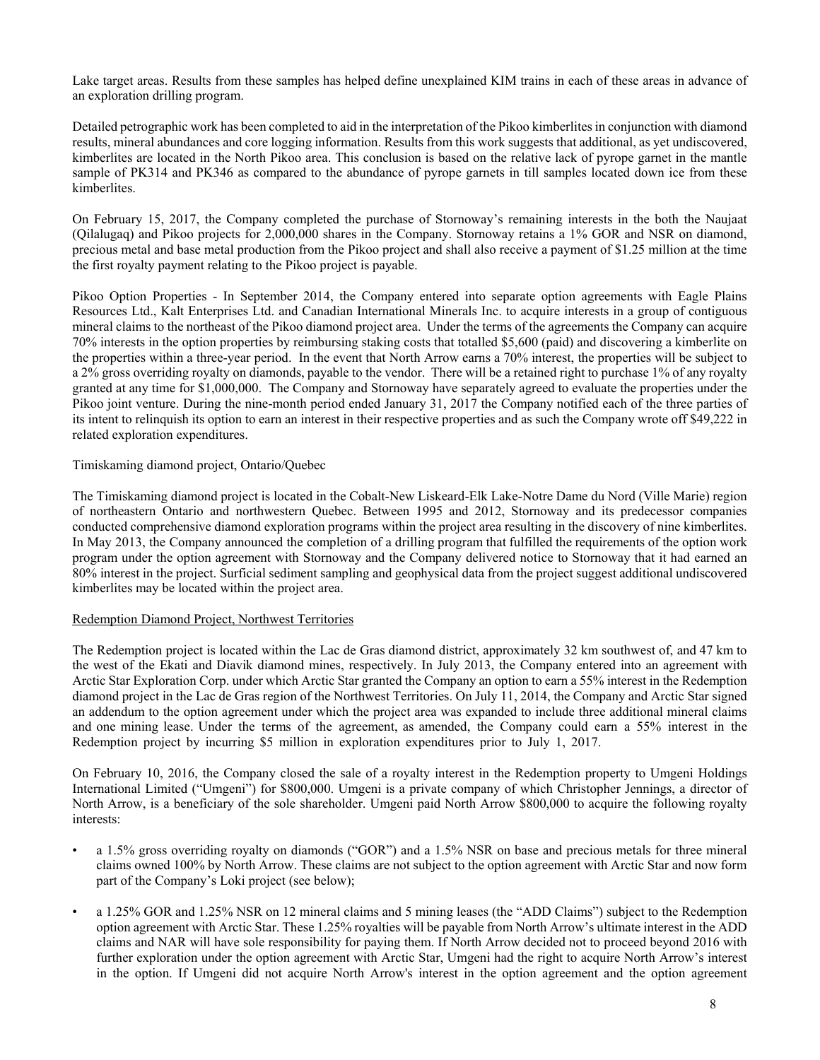Lake target areas. Results from these samples has helped define unexplained KIM trains in each of these areas in advance of an exploration drilling program.

Detailed petrographic work has been completed to aid in the interpretation of the Pikoo kimberlites in conjunction with diamond results, mineral abundances and core logging information. Results from this work suggests that additional, as yet undiscovered, kimberlites are located in the North Pikoo area. This conclusion is based on the relative lack of pyrope garnet in the mantle sample of PK314 and PK346 as compared to the abundance of pyrope garnets in till samples located down ice from these kimberlites.

On February 15, 2017, the Company completed the purchase of Stornoway's remaining interests in the both the Naujaat (Qilalugaq) and Pikoo projects for 2,000,000 shares in the Company. Stornoway retains a 1% GOR and NSR on diamond, precious metal and base metal production from the Pikoo project and shall also receive a payment of $1.25 million at the time the first royalty payment relating to the Pikoo project is payable.

Pikoo Option Properties - In September 2014, the Company entered into separate option agreements with Eagle Plains Resources Ltd., Kalt Enterprises Ltd. and Canadian International Minerals Inc. to acquire interests in a group of contiguous mineral claims to the northeast of the Pikoo diamond project area. Under the terms of the agreements the Company can acquire 70% interests in the option properties by reimbursing staking costs that totalled $5,600 (paid) and discovering a kimberlite on the properties within a three-year period. In the event that North Arrow earns a 70% interest, the properties will be subject to a 2% gross overriding royalty on diamonds, payable to the vendor. There will be a retained right to purchase 1% of any royalty granted at any time for $1,000,000. The Company and Stornoway have separately agreed to evaluate the properties under the Pikoo joint venture. During the nine-month period ended January 31, 2017 the Company notified each of the three parties of its intent to relinquish its option to earn an interest in their respective properties and as such the Company wrote off $49,222 in related exploration expenditures.

Timiskaming diamond project, Ontario/Quebec

The Timiskaming diamond project is located in the Cobalt-New Liskeard-Elk Lake-Notre Dame du Nord (Ville Marie) region of northeastern Ontario and northwestern Quebec. Between 1995 and 2012, Stornoway and its predecessor companies conducted comprehensive diamond exploration programs within the project area resulting in the discovery of nine kimberlites. In May 2013, the Company announced the completion of a drilling program that fulfilled the requirements of the option work program under the option agreement with Stornoway and the Company delivered notice to Stornoway that it had earned an 80% interest in the project. Surficial sediment sampling and geophysical data from the project suggest additional undiscovered kimberlites may be located within the project area.

Redemption Diamond Project, Northwest Territories

The Redemption project is located within the Lac de Gras diamond district, approximately 32 km southwest of, and 47 km to the west of the Ekati and Diavik diamond mines, respectively. In July 2013, the Company entered into an agreement with Arctic Star Exploration Corp. under which Arctic Star granted the Company an option to earn a 55% interest in the Redemption diamond project in the Lac de Gras region of the Northwest Territories. On July 11, 2014, the Company and Arctic Star signed an addendum to the option agreement under which the project area was expanded to include three additional mineral claims and one mining lease. Under the terms of the agreement, as amended, the Company could earn a 55% interest in the Redemption project by incurring $5 million in exploration expenditures prior to July 1, 2017.

On February 10, 2016, the Company closed the sale of a royalty interest in the Redemption property to Umgeni Holdings International Limited ("Umgeni") for $800,000. Umgeni is a private company of which Christopher Jennings, a director of North Arrow, is a beneficiary of the sole shareholder. Umgeni paid North Arrow $800,000 to acquire the following royalty interests:

- a 1.5% gross overriding royalty on diamonds ("GOR") and a 1.5% NSR on base and precious metals for three mineral claims owned 100% by North Arrow. These claims are not subject to the option agreement with Arctic Star and now form part of the Company's Loki project (see below);
- a 1.25% GOR and 1.25% NSR on 12 mineral claims and 5 mining leases (the "ADD Claims") subject to the Redemption option agreement with Arctic Star. These 1.25% royalties will be payable from North Arrow's ultimate interest in the ADD claims and NAR will have sole responsibility for paying them. If North Arrow decided not to proceed beyond 2016 with further exploration under the option agreement with Arctic Star, Umgeni had the right to acquire North Arrow's interest in the option. If Umgeni did not acquire North Arrow's interest in the option agreement and the option agreement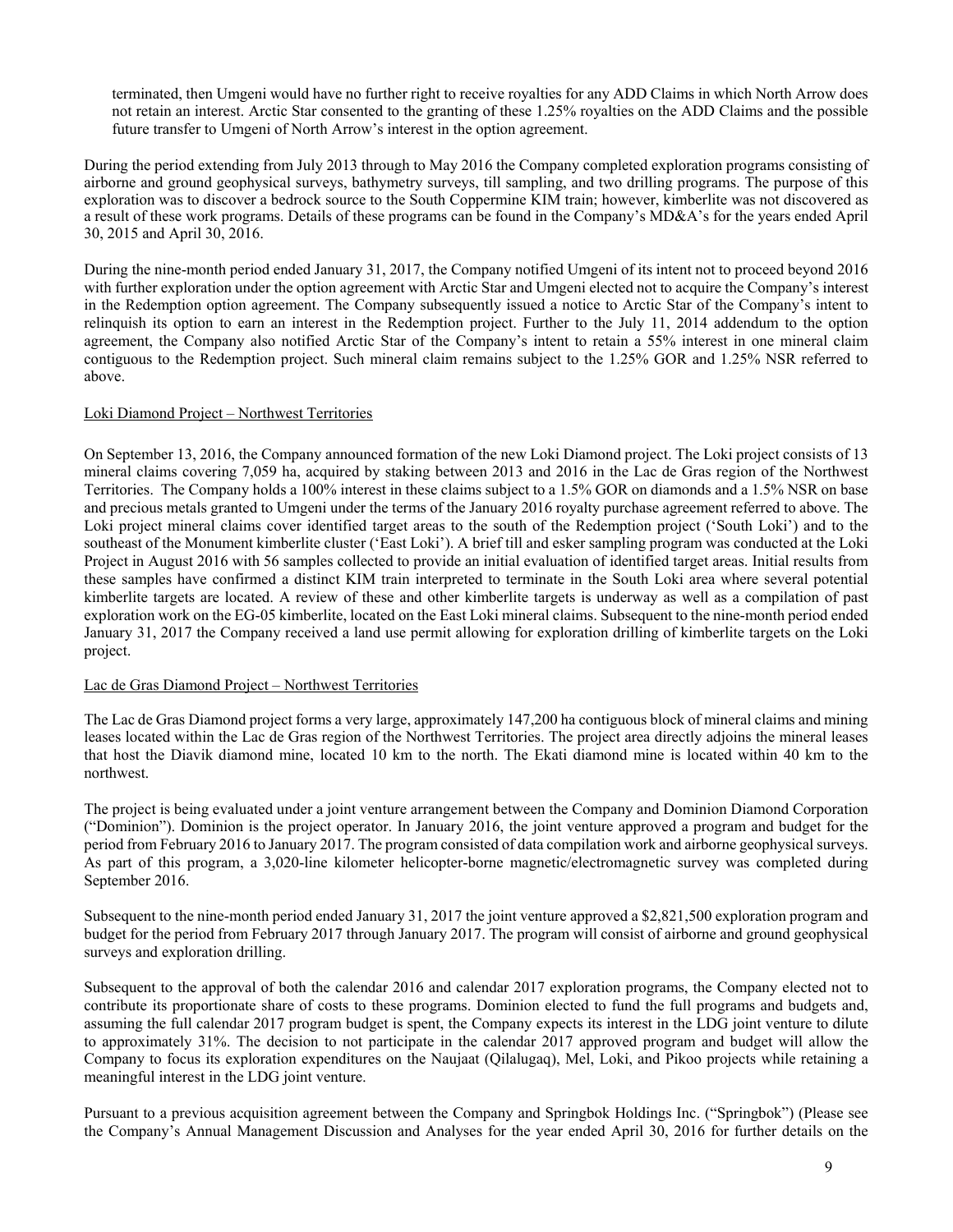terminated, then Umgeni would have no further right to receive royalties for any ADD Claims in which North Arrow does not retain an interest. Arctic Star consented to the granting of these 1.25% royalties on the ADD Claims and the possible future transfer to Umgeni of North Arrow's interest in the option agreement.

During the period extending from July 2013 through to May 2016 the Company completed exploration programs consisting of airborne and ground geophysical surveys, bathymetry surveys, till sampling, and two drilling programs. The purpose of this exploration was to discover a bedrock source to the South Coppermine KIM train; however, kimberlite was not discovered as a result of these work programs. Details of these programs can be found in the Company's MD&A's for the years ended April 30, 2015 and April 30, 2016.

During the nine-month period ended January 31, 2017, the Company notified Umgeni of its intent not to proceed beyond 2016 with further exploration under the option agreement with Arctic Star and Umgeni elected not to acquire the Company's interest in the Redemption option agreement. The Company subsequently issued a notice to Arctic Star of the Company's intent to relinquish its option to earn an interest in the Redemption project. Further to the July 11, 2014 addendum to the option agreement, the Company also notified Arctic Star of the Company's intent to retain a 55% interest in one mineral claim contiguous to the Redemption project. Such mineral claim remains subject to the 1.25% GOR and 1.25% NSR referred to above.

Loki Diamond Project – Northwest Territories

On September 13, 2016, the Company announced formation of the new Loki Diamond project. The Loki project consists of 13 mineral claims covering 7,059 ha, acquired by staking between 2013 and 2016 in the Lac de Gras region of the Northwest Territories. The Company holds a 100% interest in these claims subject to a 1.5% GOR on diamonds and a 1.5% NSR on base and precious metals granted to Umgeni under the terms of the January 2016 royalty purchase agreement referred to above. The Loki project mineral claims cover identified target areas to the south of the Redemption project ('South Loki') and to the southeast of the Monument kimberlite cluster ('East Loki'). A brief till and esker sampling program was conducted at the Loki Project in August 2016 with 56 samples collected to provide an initial evaluation of identified target areas. Initial results from these samples have confirmed a distinct KIM train interpreted to terminate in the South Loki area where several potential kimberlite targets are located. A review of these and other kimberlite targets is underway as well as a compilation of past exploration work on the EG-05 kimberlite, located on the East Loki mineral claims. Subsequent to the nine-month period ended January 31, 2017 the Company received a land use permit allowing for exploration drilling of kimberlite targets on the Loki project.

Lac de Gras Diamond Project – Northwest Territories

The Lac de Gras Diamond project forms a very large, approximately 147,200 ha contiguous block of mineral claims and mining leases located within the Lac de Gras region of the Northwest Territories. The project area directly adjoins the mineral leases that host the Diavik diamond mine, located 10 km to the north. The Ekati diamond mine is located within 40 km to the northwest.

The project is being evaluated under a joint venture arrangement between the Company and Dominion Diamond Corporation ("Dominion"). Dominion is the project operator. In January 2016, the joint venture approved a program and budget for the period from February 2016 to January 2017. The program consisted of data compilation work and airborne geophysical surveys. As part of this program, a 3,020-line kilometer helicopter-borne magnetic/electromagnetic survey was completed during September 2016.

Subsequent to the nine-month period ended January 31, 2017 the joint venture approved a $2,821,500 exploration program and budget for the period from February 2017 through January 2017. The program will consist of airborne and ground geophysical surveys and exploration drilling.

Subsequent to the approval of both the calendar 2016 and calendar 2017 exploration programs, the Company elected not to contribute its proportionate share of costs to these programs. Dominion elected to fund the full programs and budgets and, assuming the full calendar 2017 program budget is spent, the Company expects its interest in the LDG joint venture to dilute to approximately 31%. The decision to not participate in the calendar 2017 approved program and budget will allow the Company to focus its exploration expenditures on the Naujaat (Qilalugaq), Mel, Loki, and Pikoo projects while retaining a meaningful interest in the LDG joint venture.

Pursuant to a previous acquisition agreement between the Company and Springbok Holdings Inc. ("Springbok") (Please see the Company's Annual Management Discussion and Analyses for the year ended April 30, 2016 for further details on the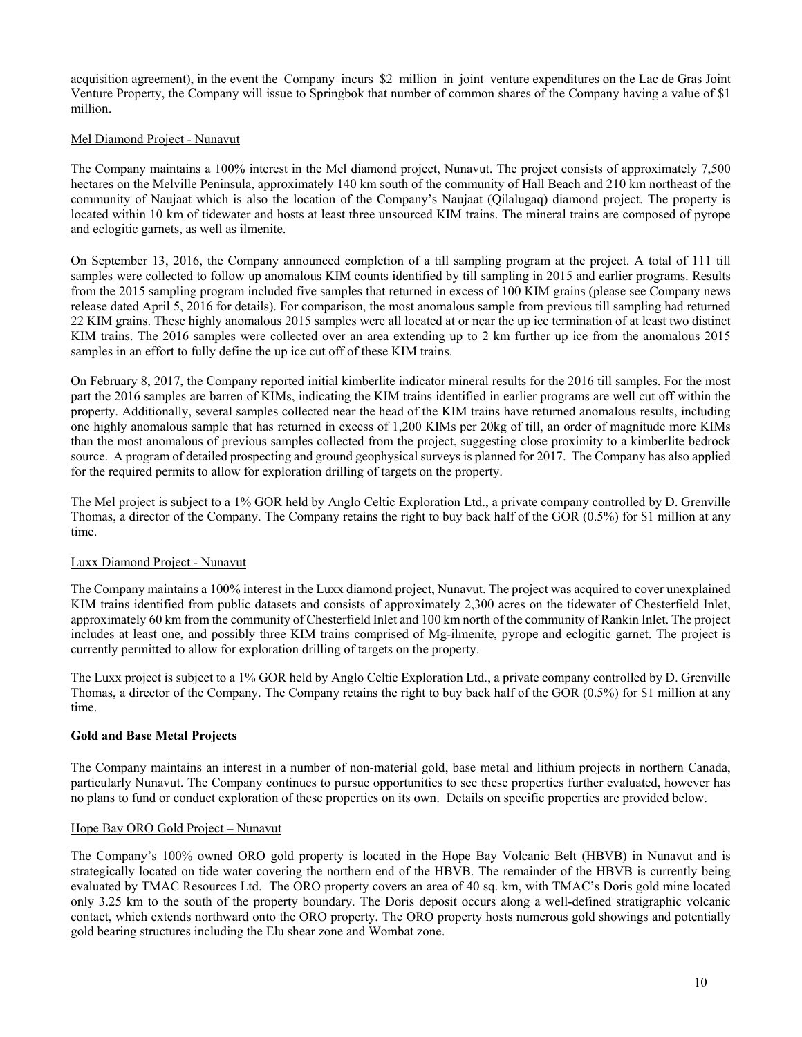acquisition agreement), in the event the Company incurs $2 million in joint venture expenditures on the Lac de Gras Joint Venture Property, the Company will issue to Springbok that number of common shares of the Company having a value of $1 million.

### Mel Diamond Project - Nunavut

The Company maintains a 100% interest in the Mel diamond project, Nunavut. The project consists of approximately 7,500 hectares on the Melville Peninsula, approximately 140 km south of the community of Hall Beach and 210 km northeast of the community of Naujaat which is also the location of the Company's Naujaat (Qilalugaq) diamond project. The property is located within 10 km of tidewater and hosts at least three unsourced KIM trains. The mineral trains are composed of pyrope and eclogitic garnets, as well as ilmenite.

On September 13, 2016, the Company announced completion of a till sampling program at the project. A total of 111 till samples were collected to follow up anomalous KIM counts identified by till sampling in 2015 and earlier programs. Results from the 2015 sampling program included five samples that returned in excess of 100 KIM grains (please see Company news release dated April 5, 2016 for details). For comparison, the most anomalous sample from previous till sampling had returned 22 KIM grains. These highly anomalous 2015 samples were all located at or near the up ice termination of at least two distinct KIM trains. The 2016 samples were collected over an area extending up to 2 km further up ice from the anomalous 2015 samples in an effort to fully define the up ice cut off of these KIM trains.

On February 8, 2017, the Company reported initial kimberlite indicator mineral results for the 2016 till samples. For the most part the 2016 samples are barren of KIMs, indicating the KIM trains identified in earlier programs are well cut off within the property. Additionally, several samples collected near the head of the KIM trains have returned anomalous results, including one highly anomalous sample that has returned in excess of 1,200 KIMs per 20kg of till, an order of magnitude more KIMs than the most anomalous of previous samples collected from the project, suggesting close proximity to a kimberlite bedrock source. A program of detailed prospecting and ground geophysical surveys is planned for 2017. The Company has also applied for the required permits to allow for exploration drilling of targets on the property.

The Mel project is subject to a 1% GOR held by Anglo Celtic Exploration Ltd., a private company controlled by D. Grenville Thomas, a director of the Company. The Company retains the right to buy back half of the GOR (0.5%) for $1 million at any time.

### Luxx Diamond Project - Nunavut

The Company maintains a 100% interest in the Luxx diamond project, Nunavut. The project was acquired to cover unexplained KIM trains identified from public datasets and consists of approximately 2,300 acres on the tidewater of Chesterfield Inlet, approximately 60 km from the community of Chesterfield Inlet and 100 km north of the community of Rankin Inlet. The project includes at least one, and possibly three KIM trains comprised of Mg-ilmenite, pyrope and eclogitic garnet. The project is currently permitted to allow for exploration drilling of targets on the property.

The Luxx project is subject to a 1% GOR held by Anglo Celtic Exploration Ltd., a private company controlled by D. Grenville Thomas, a director of the Company. The Company retains the right to buy back half of the GOR (0.5%) for $1 million at any time.

## Gold and Base Metal Projects

The Company maintains an interest in a number of non-material gold, base metal and lithium projects in northern Canada, particularly Nunavut. The Company continues to pursue opportunities to see these properties further evaluated, however has no plans to fund or conduct exploration of these properties on its own. Details on specific properties are provided below.

### Hope Bay ORO Gold Project – Nunavut

The Company's 100% owned ORO gold property is located in the Hope Bay Volcanic Belt (HBVB) in Nunavut and is strategically located on tide water covering the northern end of the HBVB. The remainder of the HBVB is currently being evaluated by TMAC Resources Ltd. The ORO property covers an area of 40 sq. km, with TMAC's Doris gold mine located only 3.25 km to the south of the property boundary. The Doris deposit occurs along a well-defined stratigraphic volcanic contact, which extends northward onto the ORO property. The ORO property hosts numerous gold showings and potentially gold bearing structures including the Elu shear zone and Wombat zone.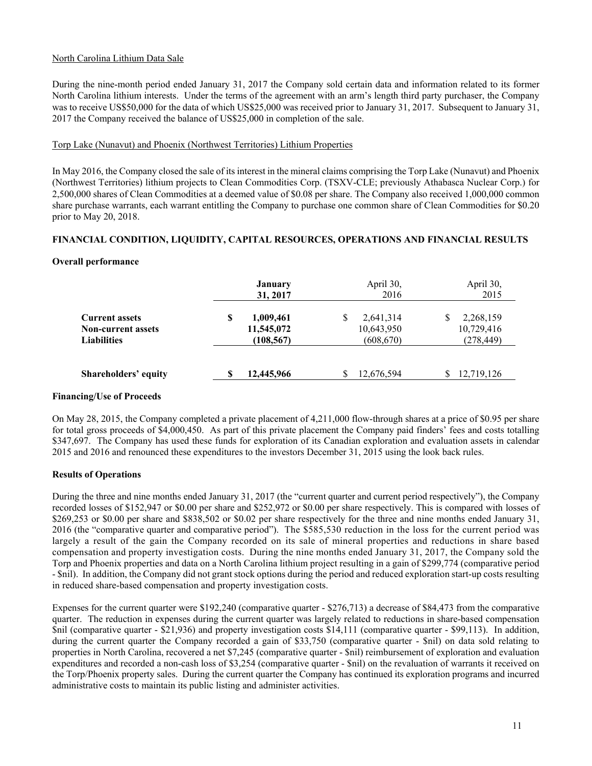North Carolina Lithium Data Sale

During the nine-month period ended January 31, 2017 the Company sold certain data and information related to its former North Carolina lithium interests. Under the terms of the agreement with an arm's length third party purchaser, the Company was to receive US$50,000 for the data of which US$25,000 was received prior to January 31, 2017. Subsequent to January 31, 2017 the Company received the balance of US$25,000 in completion of the sale.

Torp Lake (Nunavut) and Phoenix (Northwest Territories) Lithium Properties

In May 2016, the Company closed the sale of its interest in the mineral claims comprising the Torp Lake (Nunavut) and Phoenix (Northwest Territories) lithium projects to Clean Commodities Corp. (TSXV-CLE; previously Athabasca Nuclear Corp.) for 2,500,000 shares of Clean Commodities at a deemed value of $0.08 per share. The Company also received 1,000,000 common share purchase warrants, each warrant entitling the Company to purchase one common share of Clean Commodities for $0.20 prior to May 20, 2018.

## FINANCIAL CONDITION, LIQUIDITY, CAPITAL RESOURCES, OPERATIONS AND FINANCIAL RESULTS

### Overall performance

| | January 31, 2017 | April 30, 2016 | April 30, 2015 |
|---|---|---|---|
| **Current assets** | **$ 1,009,461** | $ 2,641,314 | $ 2,268,159 |
| **Non-current assets** | **11,545,072** | 10,643,950 | 10,729,416 |
| **Liabilities** | **(108,567)** | (608,670) | (278,449) |
| **Shareholders' equity** | **$ 12,445,966** | $ 12,676,594 | $ 12,719,126 |

### Financing/Use of Proceeds

On May 28, 2015, the Company completed a private placement of 4,211,000 flow-through shares at a price of $0.95 per share for total gross proceeds of $4,000,450. As part of this private placement the Company paid finders' fees and costs totalling $347,697. The Company has used these funds for exploration of its Canadian exploration and evaluation assets in calendar 2015 and 2016 and renounced these expenditures to the investors December 31, 2015 using the look back rules.

### Results of Operations

During the three and nine months ended January 31, 2017 (the "current quarter and current period respectively"), the Company recorded losses of $152,947 or $0.00 per share and $252,972 or $0.00 per share respectively. This is compared with losses of $269,253 or $0.00 per share and $838,502 or $0.02 per share respectively for the three and nine months ended January 31, 2016 (the "comparative quarter and comparative period"). The $585,530 reduction in the loss for the current period was largely a result of the gain the Company recorded on its sale of mineral properties and reductions in share based compensation and property investigation costs. During the nine months ended January 31, 2017, the Company sold the Torp and Phoenix properties and data on a North Carolina lithium project resulting in a gain of $299,774 (comparative period - $nil). In addition, the Company did not grant stock options during the period and reduced exploration start-up costs resulting in reduced share-based compensation and property investigation costs.

Expenses for the current quarter were $192,240 (comparative quarter - $276,713) a decrease of $84,473 from the comparative quarter. The reduction in expenses during the current quarter was largely related to reductions in share-based compensation $nil (comparative quarter - $21,936) and property investigation costs $14,111 (comparative quarter - $99,113). In addition, during the current quarter the Company recorded a gain of $33,750 (comparative quarter - $nil) on data sold relating to properties in North Carolina, recovered a net $7,245 (comparative quarter - $nil) reimbursement of exploration and evaluation expenditures and recorded a non-cash loss of $3,254 (comparative quarter - $nil) on the revaluation of warrants it received on the Torp/Phoenix property sales. During the current quarter the Company has continued its exploration programs and incurred administrative costs to maintain its public listing and administer activities.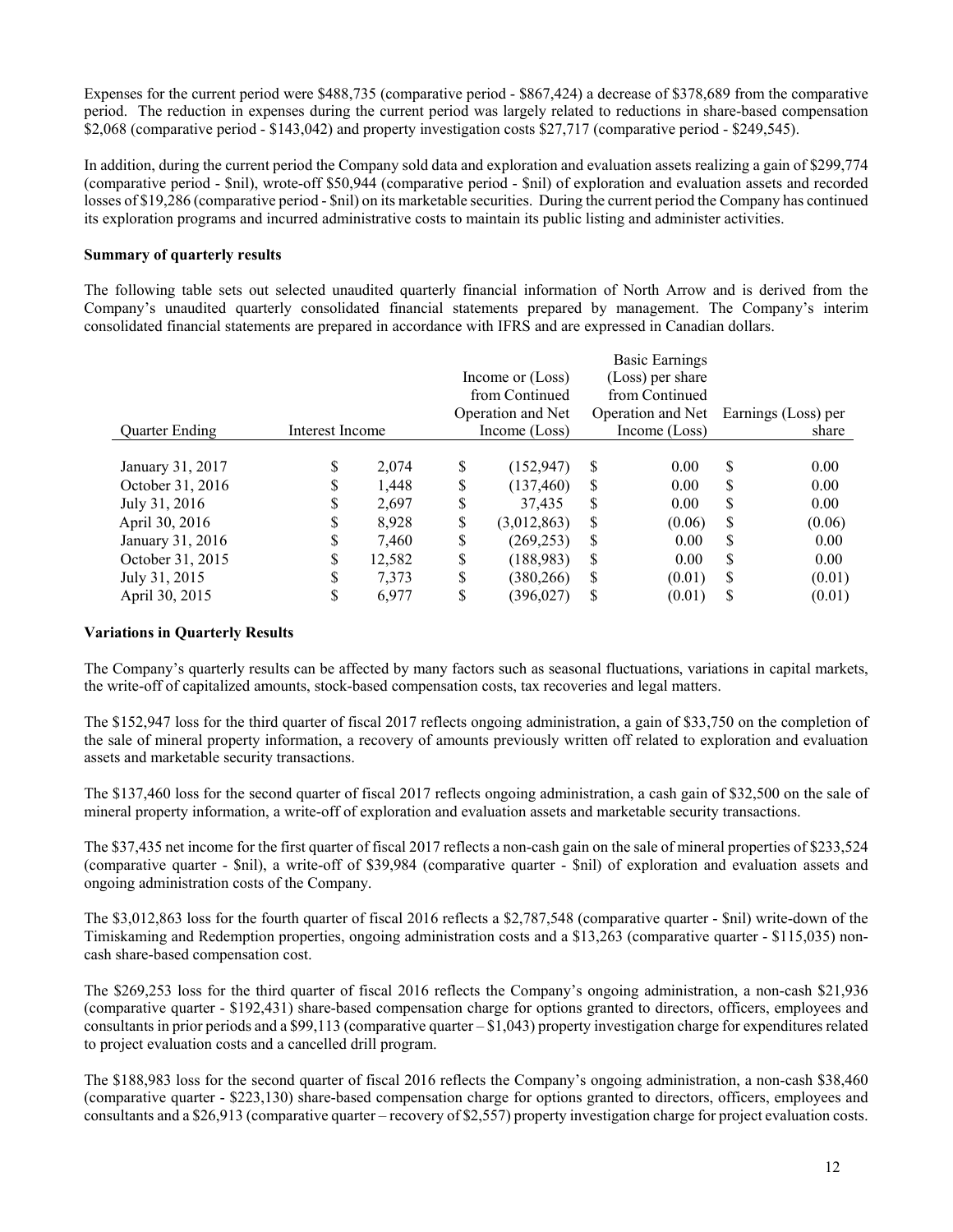Expenses for the current period were $488,735 (comparative period - $867,424) a decrease of $378,689 from the comparative period. The reduction in expenses during the current period was largely related to reductions in share-based compensation $2,068 (comparative period - $143,042) and property investigation costs $27,717 (comparative period - $249,545).

In addition, during the current period the Company sold data and exploration and evaluation assets realizing a gain of $299,774 (comparative period - $nil), wrote-off $50,944 (comparative period - $nil) of exploration and evaluation assets and recorded losses of $19,286 (comparative period - $nil) on its marketable securities. During the current period the Company has continued its exploration programs and incurred administrative costs to maintain its public listing and administer activities.

**Summary of quarterly results**

The following table sets out selected unaudited quarterly financial information of North Arrow and is derived from the Company's unaudited quarterly consolidated financial statements prepared by management. The Company's interim consolidated financial statements are prepared in accordance with IFRS and are expressed in Canadian dollars.

| Quarter Ending | Interest Income | Income or (Loss) from Continued Operation and Net Income (Loss) | Basic Earnings (Loss) per share from Continued Operation and Net Income (Loss) | Earnings (Loss) per share |
|---|---|---|---|---|
| January 31, 2017 | $ 2,074 | $ (152,947) | $ 0.00 | $ 0.00 |
| October 31, 2016 | $ 1,448 | $ (137,460) | $ 0.00 | $ 0.00 |
| July 31, 2016 | $ 2,697 | $ 37,435 | $ 0.00 | $ 0.00 |
| April 30, 2016 | $ 8,928 | $ (3,012,863) | $ (0.06) | $ (0.06) |
| January 31, 2016 | $ 7,460 | $ (269,253) | $ 0.00 | $ 0.00 |
| October 31, 2015 | $ 12,582 | $ (188,983) | $ 0.00 | $ 0.00 |
| July 31, 2015 | $ 7,373 | $ (380,266) | $ (0.01) | $ (0.01) |
| April 30, 2015 | $ 6,977 | $ (396,027) | $ (0.01) | $ (0.01) |

**Variations in Quarterly Results**

The Company's quarterly results can be affected by many factors such as seasonal fluctuations, variations in capital markets, the write-off of capitalized amounts, stock-based compensation costs, tax recoveries and legal matters.

The $152,947 loss for the third quarter of fiscal 2017 reflects ongoing administration, a gain of $33,750 on the completion of the sale of mineral property information, a recovery of amounts previously written off related to exploration and evaluation assets and marketable security transactions.

The $137,460 loss for the second quarter of fiscal 2017 reflects ongoing administration, a cash gain of $32,500 on the sale of mineral property information, a write-off of exploration and evaluation assets and marketable security transactions.

The $37,435 net income for the first quarter of fiscal 2017 reflects a non-cash gain on the sale of mineral properties of $233,524 (comparative quarter - $nil), a write-off of $39,984 (comparative quarter - $nil) of exploration and evaluation assets and ongoing administration costs of the Company.

The $3,012,863 loss for the fourth quarter of fiscal 2016 reflects a $2,787,548 (comparative quarter - $nil) write-down of the Timiskaming and Redemption properties, ongoing administration costs and a $13,263 (comparative quarter - $115,035) non-cash share-based compensation cost.

The $269,253 loss for the third quarter of fiscal 2016 reflects the Company's ongoing administration, a non-cash $21,936 (comparative quarter - $192,431) share-based compensation charge for options granted to directors, officers, employees and consultants in prior periods and a $99,113 (comparative quarter – $1,043) property investigation charge for expenditures related to project evaluation costs and a cancelled drill program.

The $188,983 loss for the second quarter of fiscal 2016 reflects the Company's ongoing administration, a non-cash $38,460 (comparative quarter - $223,130) share-based compensation charge for options granted to directors, officers, employees and consultants and a $26,913 (comparative quarter – recovery of $2,557) property investigation charge for project evaluation costs.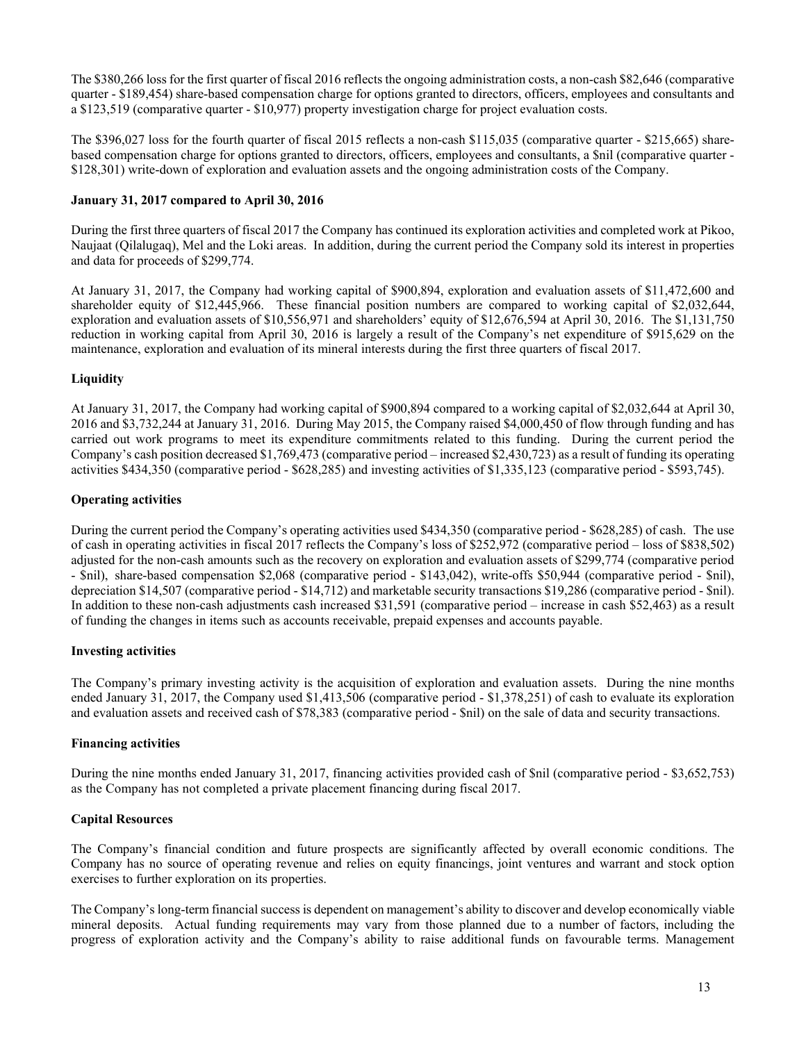The $380,266 loss for the first quarter of fiscal 2016 reflects the ongoing administration costs, a non-cash $82,646 (comparative quarter - $189,454) share-based compensation charge for options granted to directors, officers, employees and consultants and a $123,519 (comparative quarter - $10,977) property investigation charge for project evaluation costs.

The $396,027 loss for the fourth quarter of fiscal 2015 reflects a non-cash $115,035 (comparative quarter - $215,665) share-based compensation charge for options granted to directors, officers, employees and consultants, a $nil (comparative quarter - $128,301) write-down of exploration and evaluation assets and the ongoing administration costs of the Company.

### January 31, 2017 compared to April 30, 2016

During the first three quarters of fiscal 2017 the Company has continued its exploration activities and completed work at Pikoo, Naujaat (Qilalugaq), Mel and the Loki areas. In addition, during the current period the Company sold its interest in properties and data for proceeds of $299,774.

At January 31, 2017, the Company had working capital of $900,894, exploration and evaluation assets of $11,472,600 and shareholder equity of $12,445,966. These financial position numbers are compared to working capital of $2,032,644, exploration and evaluation assets of $10,556,971 and shareholders' equity of $12,676,594 at April 30, 2016. The $1,131,750 reduction in working capital from April 30, 2016 is largely a result of the Company's net expenditure of $915,629 on the maintenance, exploration and evaluation of its mineral interests during the first three quarters of fiscal 2017.

### Liquidity

At January 31, 2017, the Company had working capital of $900,894 compared to a working capital of $2,032,644 at April 30, 2016 and $3,732,244 at January 31, 2016. During May 2015, the Company raised $4,000,450 of flow through funding and has carried out work programs to meet its expenditure commitments related to this funding. During the current period the Company's cash position decreased $1,769,473 (comparative period – increased $2,430,723) as a result of funding its operating activities $434,350 (comparative period - $628,285) and investing activities of $1,335,123 (comparative period - $593,745).

### Operating activities

During the current period the Company's operating activities used $434,350 (comparative period - $628,285) of cash. The use of cash in operating activities in fiscal 2017 reflects the Company's loss of $252,972 (comparative period – loss of $838,502) adjusted for the non-cash amounts such as the recovery on exploration and evaluation assets of $299,774 (comparative period - $nil), share-based compensation $2,068 (comparative period - $143,042), write-offs $50,944 (comparative period - $nil), depreciation $14,507 (comparative period - $14,712) and marketable security transactions $19,286 (comparative period - $nil). In addition to these non-cash adjustments cash increased $31,591 (comparative period – increase in cash $52,463) as a result of funding the changes in items such as accounts receivable, prepaid expenses and accounts payable.

### Investing activities

The Company's primary investing activity is the acquisition of exploration and evaluation assets. During the nine months ended January 31, 2017, the Company used $1,413,506 (comparative period - $1,378,251) of cash to evaluate its exploration and evaluation assets and received cash of $78,383 (comparative period - $nil) on the sale of data and security transactions.

### Financing activities

During the nine months ended January 31, 2017, financing activities provided cash of $nil (comparative period - $3,652,753) as the Company has not completed a private placement financing during fiscal 2017.

### Capital Resources

The Company's financial condition and future prospects are significantly affected by overall economic conditions. The Company has no source of operating revenue and relies on equity financings, joint ventures and warrant and stock option exercises to further exploration on its properties.

The Company's long-term financial success is dependent on management's ability to discover and develop economically viable mineral deposits. Actual funding requirements may vary from those planned due to a number of factors, including the progress of exploration activity and the Company's ability to raise additional funds on favourable terms. Management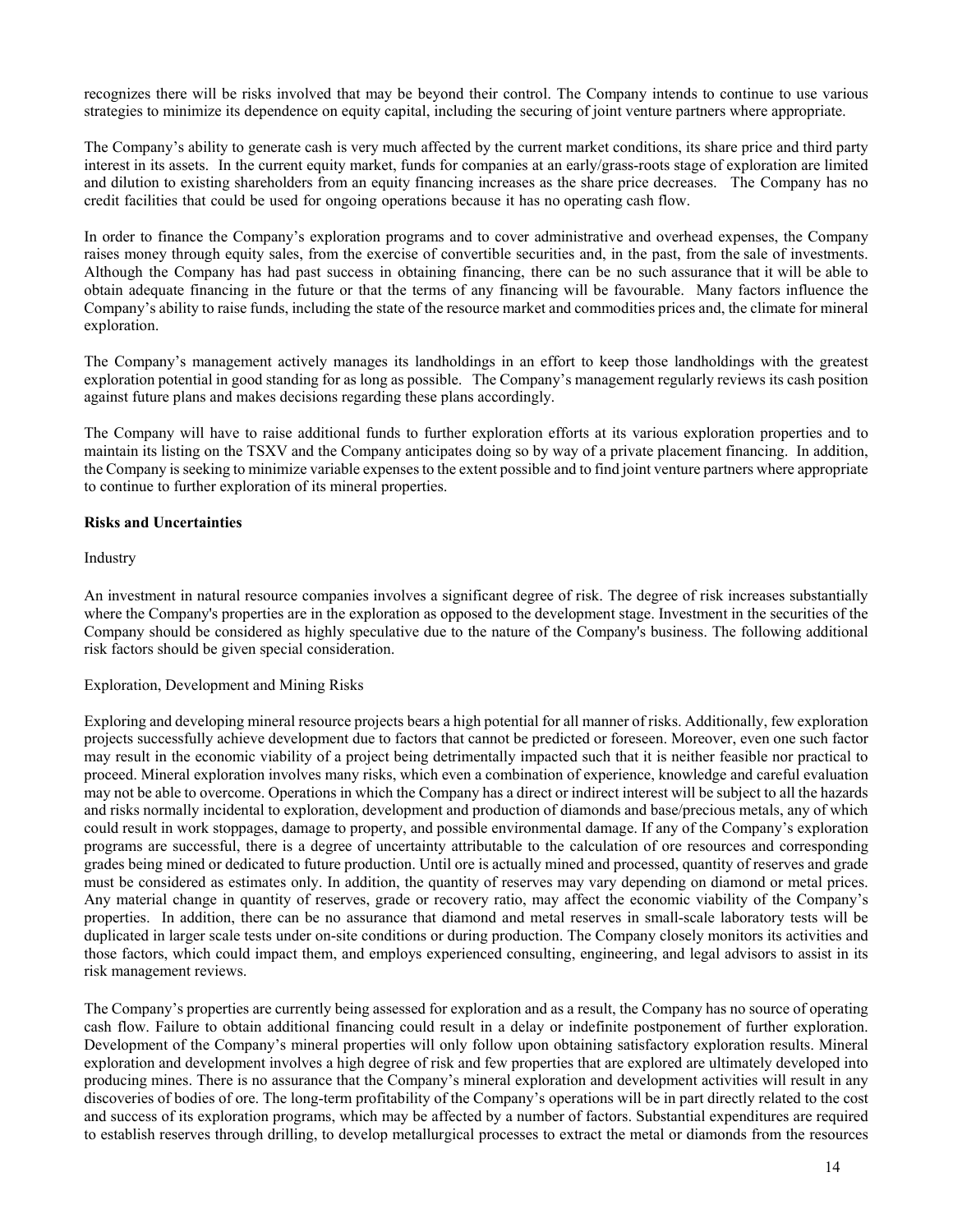recognizes there will be risks involved that may be beyond their control. The Company intends to continue to use various strategies to minimize its dependence on equity capital, including the securing of joint venture partners where appropriate.

The Company's ability to generate cash is very much affected by the current market conditions, its share price and third party interest in its assets. In the current equity market, funds for companies at an early/grass-roots stage of exploration are limited and dilution to existing shareholders from an equity financing increases as the share price decreases. The Company has no credit facilities that could be used for ongoing operations because it has no operating cash flow.

In order to finance the Company's exploration programs and to cover administrative and overhead expenses, the Company raises money through equity sales, from the exercise of convertible securities and, in the past, from the sale of investments. Although the Company has had past success in obtaining financing, there can be no such assurance that it will be able to obtain adequate financing in the future or that the terms of any financing will be favourable. Many factors influence the Company's ability to raise funds, including the state of the resource market and commodities prices and, the climate for mineral exploration.

The Company's management actively manages its landholdings in an effort to keep those landholdings with the greatest exploration potential in good standing for as long as possible. The Company's management regularly reviews its cash position against future plans and makes decisions regarding these plans accordingly.

The Company will have to raise additional funds to further exploration efforts at its various exploration properties and to maintain its listing on the TSXV and the Company anticipates doing so by way of a private placement financing. In addition, the Company is seeking to minimize variable expenses to the extent possible and to find joint venture partners where appropriate to continue to further exploration of its mineral properties.

**Risks and Uncertainties**

Industry

An investment in natural resource companies involves a significant degree of risk. The degree of risk increases substantially where the Company's properties are in the exploration as opposed to the development stage. Investment in the securities of the Company should be considered as highly speculative due to the nature of the Company's business. The following additional risk factors should be given special consideration.

Exploration, Development and Mining Risks

Exploring and developing mineral resource projects bears a high potential for all manner of risks. Additionally, few exploration projects successfully achieve development due to factors that cannot be predicted or foreseen. Moreover, even one such factor may result in the economic viability of a project being detrimentally impacted such that it is neither feasible nor practical to proceed. Mineral exploration involves many risks, which even a combination of experience, knowledge and careful evaluation may not be able to overcome. Operations in which the Company has a direct or indirect interest will be subject to all the hazards and risks normally incidental to exploration, development and production of diamonds and base/precious metals, any of which could result in work stoppages, damage to property, and possible environmental damage. If any of the Company's exploration programs are successful, there is a degree of uncertainty attributable to the calculation of ore resources and corresponding grades being mined or dedicated to future production. Until ore is actually mined and processed, quantity of reserves and grade must be considered as estimates only. In addition, the quantity of reserves may vary depending on diamond or metal prices. Any material change in quantity of reserves, grade or recovery ratio, may affect the economic viability of the Company's properties. In addition, there can be no assurance that diamond and metal reserves in small-scale laboratory tests will be duplicated in larger scale tests under on-site conditions or during production. The Company closely monitors its activities and those factors, which could impact them, and employs experienced consulting, engineering, and legal advisors to assist in its risk management reviews.

The Company's properties are currently being assessed for exploration and as a result, the Company has no source of operating cash flow. Failure to obtain additional financing could result in a delay or indefinite postponement of further exploration. Development of the Company's mineral properties will only follow upon obtaining satisfactory exploration results. Mineral exploration and development involves a high degree of risk and few properties that are explored are ultimately developed into producing mines. There is no assurance that the Company's mineral exploration and development activities will result in any discoveries of bodies of ore. The long-term profitability of the Company's operations will be in part directly related to the cost and success of its exploration programs, which may be affected by a number of factors. Substantial expenditures are required to establish reserves through drilling, to develop metallurgical processes to extract the metal or diamonds from the resources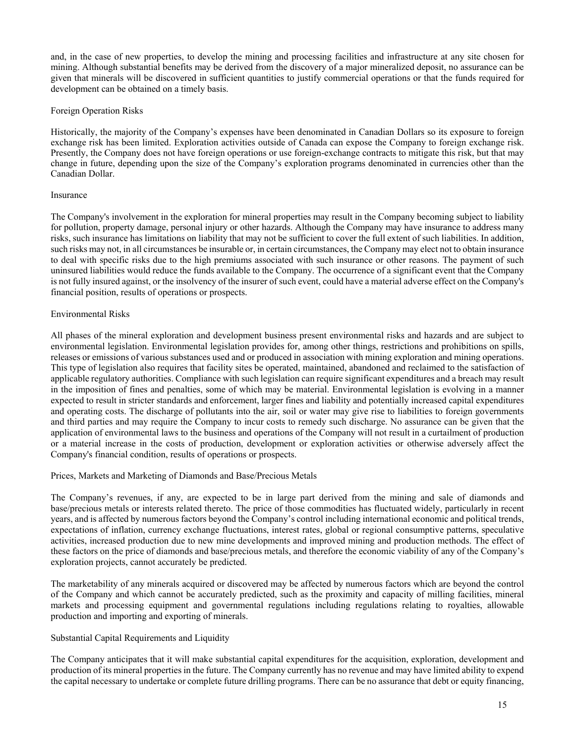and, in the case of new properties, to develop the mining and processing facilities and infrastructure at any site chosen for mining. Although substantial benefits may be derived from the discovery of a major mineralized deposit, no assurance can be given that minerals will be discovered in sufficient quantities to justify commercial operations or that the funds required for development can be obtained on a timely basis.

### Foreign Operation Risks

Historically, the majority of the Company's expenses have been denominated in Canadian Dollars so its exposure to foreign exchange risk has been limited. Exploration activities outside of Canada can expose the Company to foreign exchange risk. Presently, the Company does not have foreign operations or use foreign-exchange contracts to mitigate this risk, but that may change in future, depending upon the size of the Company's exploration programs denominated in currencies other than the Canadian Dollar.

### Insurance

The Company's involvement in the exploration for mineral properties may result in the Company becoming subject to liability for pollution, property damage, personal injury or other hazards. Although the Company may have insurance to address many risks, such insurance has limitations on liability that may not be sufficient to cover the full extent of such liabilities. In addition, such risks may not, in all circumstances be insurable or, in certain circumstances, the Company may elect not to obtain insurance to deal with specific risks due to the high premiums associated with such insurance or other reasons. The payment of such uninsured liabilities would reduce the funds available to the Company. The occurrence of a significant event that the Company is not fully insured against, or the insolvency of the insurer of such event, could have a material adverse effect on the Company's financial position, results of operations or prospects.

### Environmental Risks

All phases of the mineral exploration and development business present environmental risks and hazards and are subject to environmental legislation. Environmental legislation provides for, among other things, restrictions and prohibitions on spills, releases or emissions of various substances used and or produced in association with mining exploration and mining operations. This type of legislation also requires that facility sites be operated, maintained, abandoned and reclaimed to the satisfaction of applicable regulatory authorities. Compliance with such legislation can require significant expenditures and a breach may result in the imposition of fines and penalties, some of which may be material. Environmental legislation is evolving in a manner expected to result in stricter standards and enforcement, larger fines and liability and potentially increased capital expenditures and operating costs. The discharge of pollutants into the air, soil or water may give rise to liabilities to foreign governments and third parties and may require the Company to incur costs to remedy such discharge. No assurance can be given that the application of environmental laws to the business and operations of the Company will not result in a curtailment of production or a material increase in the costs of production, development or exploration activities or otherwise adversely affect the Company's financial condition, results of operations or prospects.

### Prices, Markets and Marketing of Diamonds and Base/Precious Metals

The Company's revenues, if any, are expected to be in large part derived from the mining and sale of diamonds and base/precious metals or interests related thereto. The price of those commodities has fluctuated widely, particularly in recent years, and is affected by numerous factors beyond the Company's control including international economic and political trends, expectations of inflation, currency exchange fluctuations, interest rates, global or regional consumptive patterns, speculative activities, increased production due to new mine developments and improved mining and production methods. The effect of these factors on the price of diamonds and base/precious metals, and therefore the economic viability of any of the Company's exploration projects, cannot accurately be predicted.

The marketability of any minerals acquired or discovered may be affected by numerous factors which are beyond the control of the Company and which cannot be accurately predicted, such as the proximity and capacity of milling facilities, mineral markets and processing equipment and governmental regulations including regulations relating to royalties, allowable production and importing and exporting of minerals.

### Substantial Capital Requirements and Liquidity

The Company anticipates that it will make substantial capital expenditures for the acquisition, exploration, development and production of its mineral properties in the future. The Company currently has no revenue and may have limited ability to expend the capital necessary to undertake or complete future drilling programs. There can be no assurance that debt or equity financing,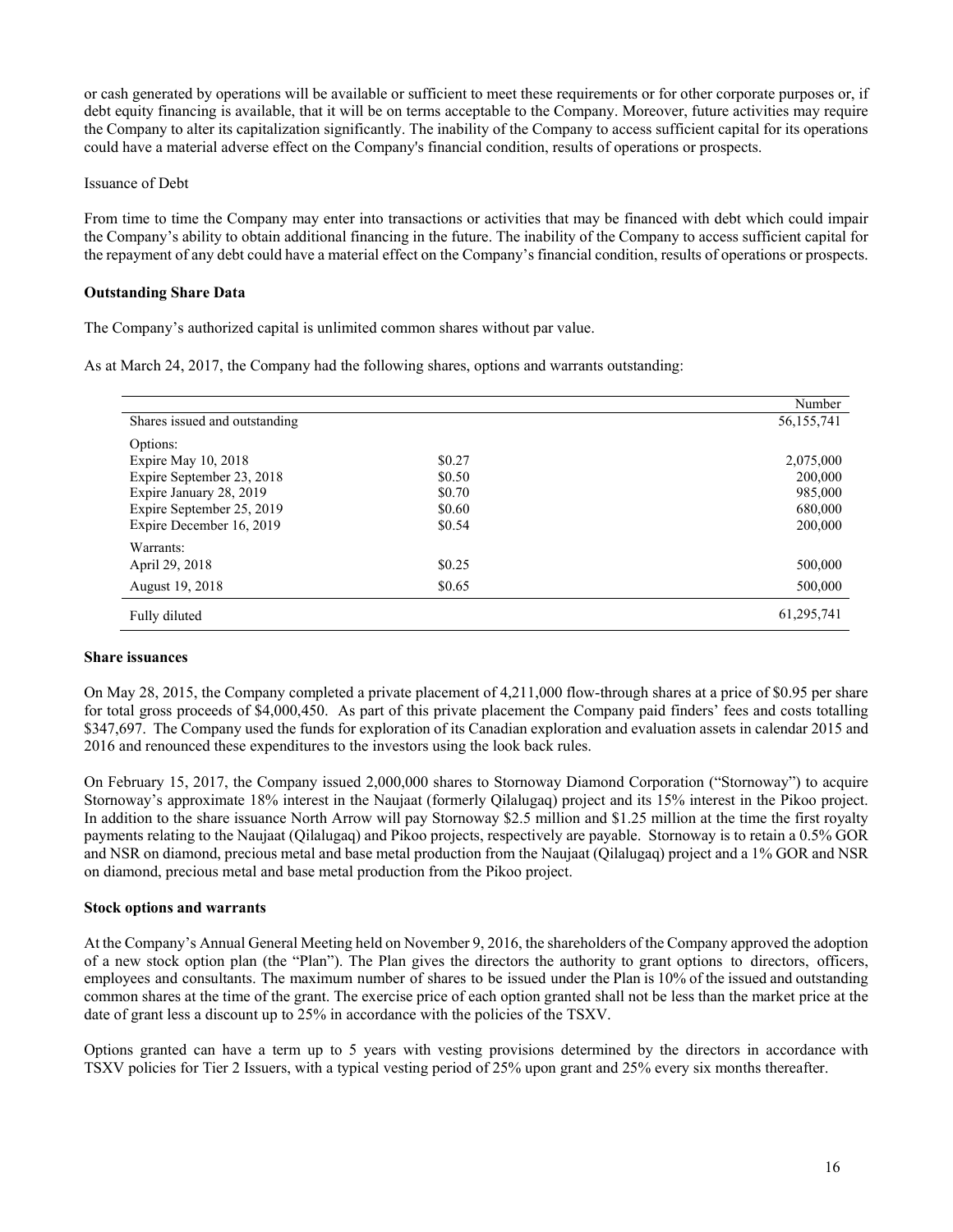or cash generated by operations will be available or sufficient to meet these requirements or for other corporate purposes or, if debt equity financing is available, that it will be on terms acceptable to the Company. Moreover, future activities may require the Company to alter its capitalization significantly. The inability of the Company to access sufficient capital for its operations could have a material adverse effect on the Company's financial condition, results of operations or prospects.

Issuance of Debt

From time to time the Company may enter into transactions or activities that may be financed with debt which could impair the Company's ability to obtain additional financing in the future. The inability of the Company to access sufficient capital for the repayment of any debt could have a material effect on the Company's financial condition, results of operations or prospects.

**Outstanding Share Data**

The Company's authorized capital is unlimited common shares without par value.

As at March 24, 2017, the Company had the following shares, options and warrants outstanding:

| | | Number |
|---|---|---|
| Shares issued and outstanding | | 56,155,741 |
| Options: | | |
| Expire May 10, 2018 | \$0.27 | 2,075,000 |
| Expire September 23, 2018 | \$0.50 | 200,000 |
| Expire January 28, 2019 | \$0.70 | 985,000 |
| Expire September 25, 2019 | \$0.60 | 680,000 |
| Expire December 16, 2019 | \$0.54 | 200,000 |
| Warrants: | | |
| April 29, 2018 | \$0.25 | 500,000 |
| August 19, 2018 | \$0.65 | 500,000 |
| Fully diluted | | 61,295,741 |

**Share issuances**

On May 28, 2015, the Company completed a private placement of 4,211,000 flow-through shares at a price of \$0.95 per share for total gross proceeds of \$4,000,450. As part of this private placement the Company paid finders' fees and costs totalling \$347,697. The Company used the funds for exploration of its Canadian exploration and evaluation assets in calendar 2015 and 2016 and renounced these expenditures to the investors using the look back rules.

On February 15, 2017, the Company issued 2,000,000 shares to Stornoway Diamond Corporation ("Stornoway") to acquire Stornoway's approximate 18% interest in the Naujaat (formerly Qilalugaq) project and its 15% interest in the Pikoo project. In addition to the share issuance North Arrow will pay Stornoway \$2.5 million and \$1.25 million at the time the first royalty payments relating to the Naujaat (Qilalugaq) and Pikoo projects, respectively are payable. Stornoway is to retain a 0.5% GOR and NSR on diamond, precious metal and base metal production from the Naujaat (Qilalugaq) project and a 1% GOR and NSR on diamond, precious metal and base metal production from the Pikoo project.

**Stock options and warrants**

At the Company's Annual General Meeting held on November 9, 2016, the shareholders of the Company approved the adoption of a new stock option plan (the "Plan"). The Plan gives the directors the authority to grant options to directors, officers, employees and consultants. The maximum number of shares to be issued under the Plan is 10% of the issued and outstanding common shares at the time of the grant. The exercise price of each option granted shall not be less than the market price at the date of grant less a discount up to 25% in accordance with the policies of the TSXV.

Options granted can have a term up to 5 years with vesting provisions determined by the directors in accordance with TSXV policies for Tier 2 Issuers, with a typical vesting period of 25% upon grant and 25% every six months thereafter.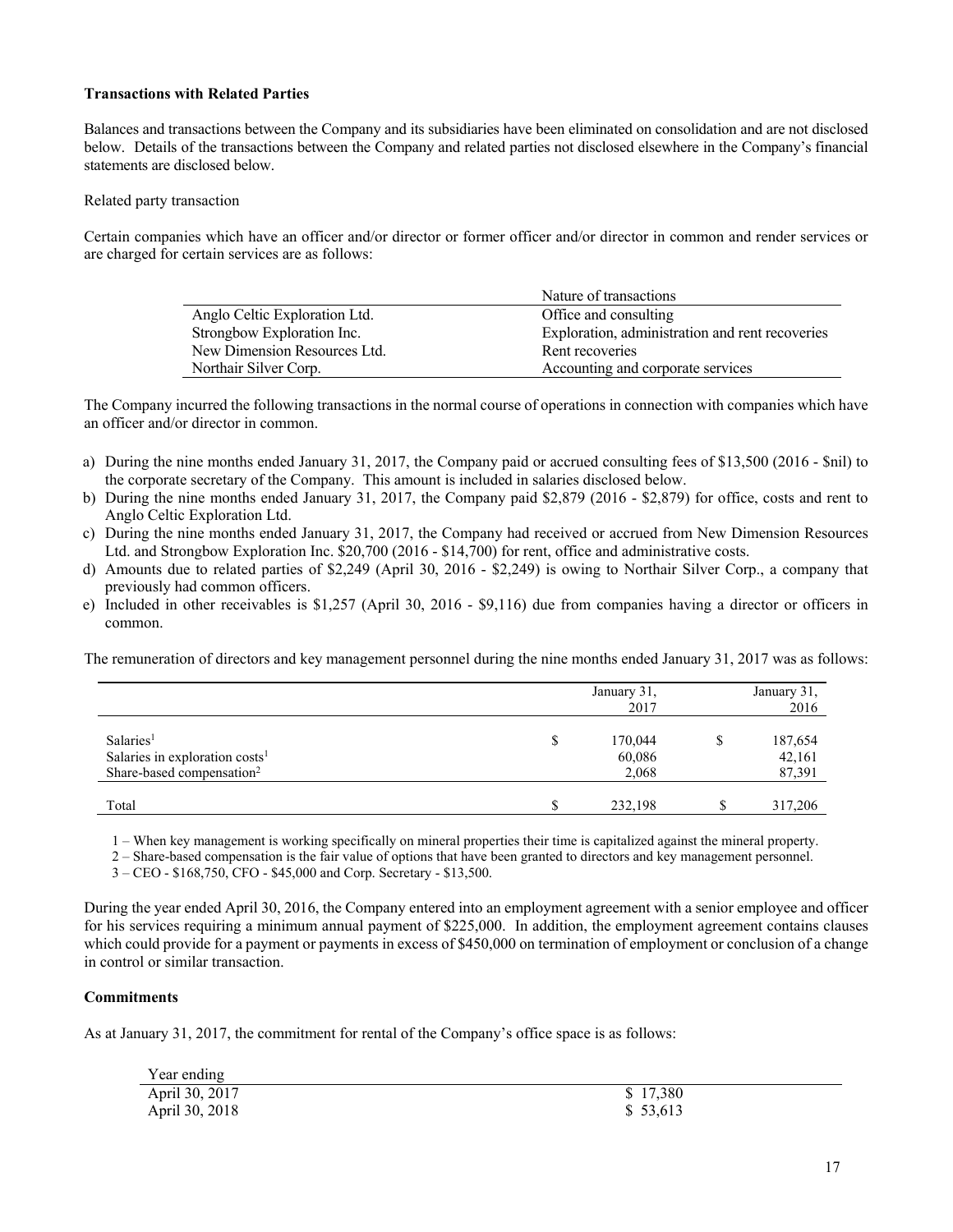**Transactions with Related Parties**

Balances and transactions between the Company and its subsidiaries have been eliminated on consolidation and are not disclosed below. Details of the transactions between the Company and related parties not disclosed elsewhere in the Company's financial statements are disclosed below.

Related party transaction

Certain companies which have an officer and/or director or former officer and/or director in common and render services or are charged for certain services are as follows:

| | Nature of transactions |
|---|---|
| Anglo Celtic Exploration Ltd. | Office and consulting |
| Strongbow Exploration Inc. | Exploration, administration and rent recoveries |
| New Dimension Resources Ltd. | Rent recoveries |
| Northair Silver Corp. | Accounting and corporate services |

The Company incurred the following transactions in the normal course of operations in connection with companies which have an officer and/or director in common.

a) During the nine months ended January 31, 2017, the Company paid or accrued consulting fees of $13,500 (2016 - $nil) to the corporate secretary of the Company. This amount is included in salaries disclosed below.
b) During the nine months ended January 31, 2017, the Company paid $2,879 (2016 - $2,879) for office, costs and rent to Anglo Celtic Exploration Ltd.
c) During the nine months ended January 31, 2017, the Company had received or accrued from New Dimension Resources Ltd. and Strongbow Exploration Inc. $20,700 (2016 - $14,700) for rent, office and administrative costs.
d) Amounts due to related parties of $2,249 (April 30, 2016 - $2,249) is owing to Northair Silver Corp., a company that previously had common officers.
e) Included in other receivables is $1,257 (April 30, 2016 - $9,116) due from companies having a director or officers in common.

The remuneration of directors and key management personnel during the nine months ended January 31, 2017 was as follows:

| | | January 31, 2017 | | January 31, 2016 |
|---|---|---|---|---|
| Salaries[1] | $ | 170,044 | $ | 187,654 |
| Salaries in exploration costs[1] | | 60,086 | | 42,161 |
| Share-based compensation[2] | | 2,068 | | 87,391 |
| Total | $ | 232,198 | $ | 317,206 |

1 – When key management is working specifically on mineral properties their time is capitalized against the mineral property.

2 – Share-based compensation is the fair value of options that have been granted to directors and key management personnel.

3 – CEO - $168,750, CFO - $45,000 and Corp. Secretary - $13,500.

During the year ended April 30, 2016, the Company entered into an employment agreement with a senior employee and officer for his services requiring a minimum annual payment of $225,000. In addition, the employment agreement contains clauses which could provide for a payment or payments in excess of $450,000 on termination of employment or conclusion of a change in control or similar transaction.

**Commitments**

As at January 31, 2017, the commitment for rental of the Company's office space is as follows:

| Year ending | |
|---|---|
| April 30, 2017 | $ 17,380 |
| April 30, 2018 | $ 53,613 |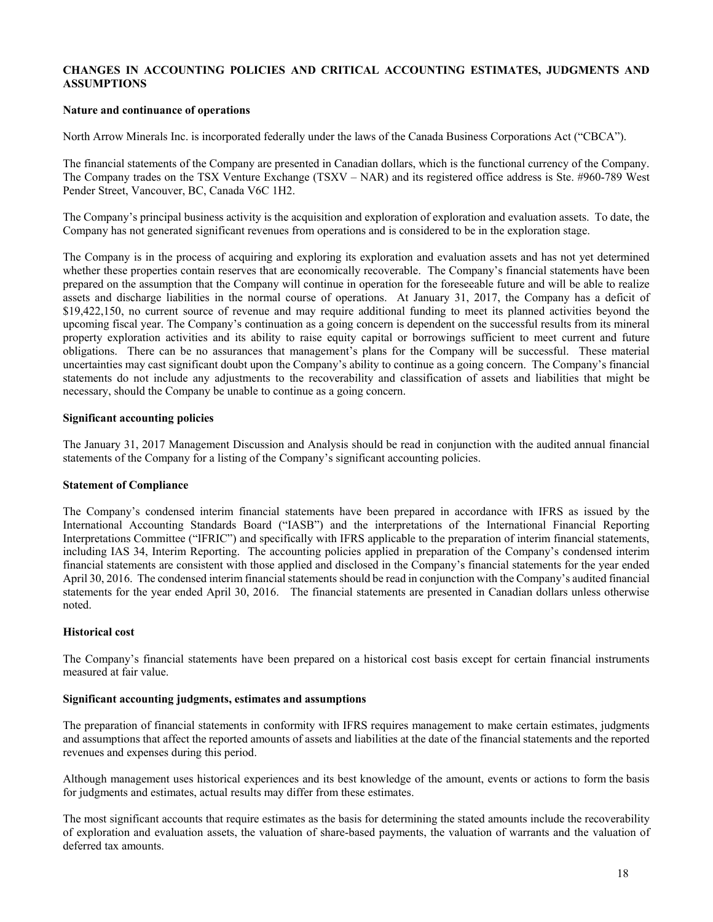## CHANGES IN ACCOUNTING POLICIES AND CRITICAL ACCOUNTING ESTIMATES, JUDGMENTS AND ASSUMPTIONS

### Nature and continuance of operations

North Arrow Minerals Inc. is incorporated federally under the laws of the Canada Business Corporations Act ("CBCA").

The financial statements of the Company are presented in Canadian dollars, which is the functional currency of the Company. The Company trades on the TSX Venture Exchange (TSXV – NAR) and its registered office address is Ste. #960-789 West Pender Street, Vancouver, BC, Canada V6C 1H2.

The Company's principal business activity is the acquisition and exploration of exploration and evaluation assets. To date, the Company has not generated significant revenues from operations and is considered to be in the exploration stage.

The Company is in the process of acquiring and exploring its exploration and evaluation assets and has not yet determined whether these properties contain reserves that are economically recoverable. The Company's financial statements have been prepared on the assumption that the Company will continue in operation for the foreseeable future and will be able to realize assets and discharge liabilities in the normal course of operations. At January 31, 2017, the Company has a deficit of $19,422,150, no current source of revenue and may require additional funding to meet its planned activities beyond the upcoming fiscal year. The Company's continuation as a going concern is dependent on the successful results from its mineral property exploration activities and its ability to raise equity capital or borrowings sufficient to meet current and future obligations. There can be no assurances that management's plans for the Company will be successful. These material uncertainties may cast significant doubt upon the Company's ability to continue as a going concern. The Company's financial statements do not include any adjustments to the recoverability and classification of assets and liabilities that might be necessary, should the Company be unable to continue as a going concern.

### Significant accounting policies

The January 31, 2017 Management Discussion and Analysis should be read in conjunction with the audited annual financial statements of the Company for a listing of the Company's significant accounting policies.

### Statement of Compliance

The Company's condensed interim financial statements have been prepared in accordance with IFRS as issued by the International Accounting Standards Board ("IASB") and the interpretations of the International Financial Reporting Interpretations Committee ("IFRIC") and specifically with IFRS applicable to the preparation of interim financial statements, including IAS 34, Interim Reporting. The accounting policies applied in preparation of the Company's condensed interim financial statements are consistent with those applied and disclosed in the Company's financial statements for the year ended April 30, 2016. The condensed interim financial statements should be read in conjunction with the Company's audited financial statements for the year ended April 30, 2016. The financial statements are presented in Canadian dollars unless otherwise noted.

### Historical cost

The Company's financial statements have been prepared on a historical cost basis except for certain financial instruments measured at fair value.

### Significant accounting judgments, estimates and assumptions

The preparation of financial statements in conformity with IFRS requires management to make certain estimates, judgments and assumptions that affect the reported amounts of assets and liabilities at the date of the financial statements and the reported revenues and expenses during this period.

Although management uses historical experiences and its best knowledge of the amount, events or actions to form the basis for judgments and estimates, actual results may differ from these estimates.

The most significant accounts that require estimates as the basis for determining the stated amounts include the recoverability of exploration and evaluation assets, the valuation of share-based payments, the valuation of warrants and the valuation of deferred tax amounts.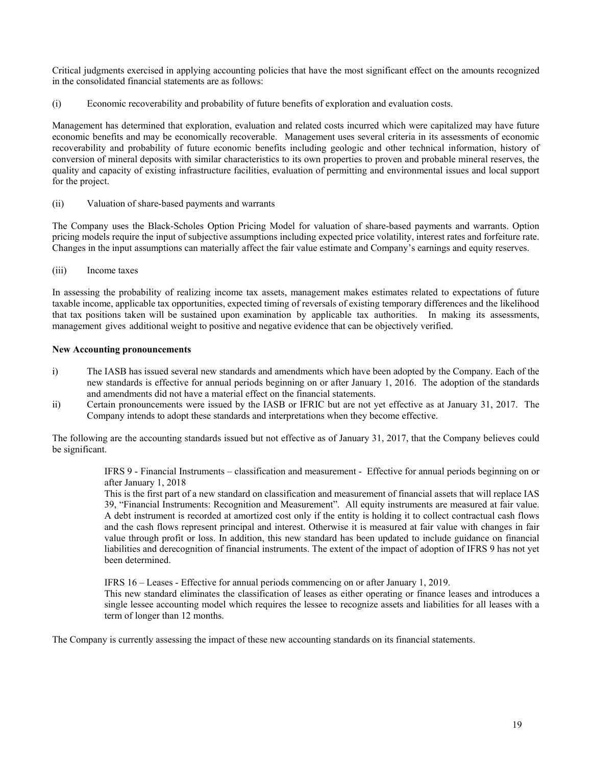Critical judgments exercised in applying accounting policies that have the most significant effect on the amounts recognized in the consolidated financial statements are as follows:

(i) Economic recoverability and probability of future benefits of exploration and evaluation costs.

Management has determined that exploration, evaluation and related costs incurred which were capitalized may have future economic benefits and may be economically recoverable. Management uses several criteria in its assessments of economic recoverability and probability of future economic benefits including geologic and other technical information, history of conversion of mineral deposits with similar characteristics to its own properties to proven and probable mineral reserves, the quality and capacity of existing infrastructure facilities, evaluation of permitting and environmental issues and local support for the project.

(ii) Valuation of share-based payments and warrants

The Company uses the Black-Scholes Option Pricing Model for valuation of share-based payments and warrants. Option pricing models require the input of subjective assumptions including expected price volatility, interest rates and forfeiture rate. Changes in the input assumptions can materially affect the fair value estimate and Company's earnings and equity reserves.

(iii) Income taxes

In assessing the probability of realizing income tax assets, management makes estimates related to expectations of future taxable income, applicable tax opportunities, expected timing of reversals of existing temporary differences and the likelihood that tax positions taken will be sustained upon examination by applicable tax authorities. In making its assessments, management gives additional weight to positive and negative evidence that can be objectively verified.

**New Accounting pronouncements**

i) The IASB has issued several new standards and amendments which have been adopted by the Company. Each of the new standards is effective for annual periods beginning on or after January 1, 2016. The adoption of the standards and amendments did not have a material effect on the financial statements.

ii) Certain pronouncements were issued by the IASB or IFRIC but are not yet effective as at January 31, 2017. The Company intends to adopt these standards and interpretations when they become effective.

The following are the accounting standards issued but not effective as of January 31, 2017, that the Company believes could be significant.

> IFRS 9 - Financial Instruments – classification and measurement - Effective for annual periods beginning on or after January 1, 2018
> This is the first part of a new standard on classification and measurement of financial assets that will replace IAS 39, "Financial Instruments: Recognition and Measurement". All equity instruments are measured at fair value. A debt instrument is recorded at amortized cost only if the entity is holding it to collect contractual cash flows and the cash flows represent principal and interest. Otherwise it is measured at fair value with changes in fair value through profit or loss. In addition, this new standard has been updated to include guidance on financial liabilities and derecognition of financial instruments. The extent of the impact of adoption of IFRS 9 has not yet been determined.
>
> IFRS 16 – Leases - Effective for annual periods commencing on or after January 1, 2019.
> This new standard eliminates the classification of leases as either operating or finance leases and introduces a single lessee accounting model which requires the lessee to recognize assets and liabilities for all leases with a term of longer than 12 months.

The Company is currently assessing the impact of these new accounting standards on its financial statements.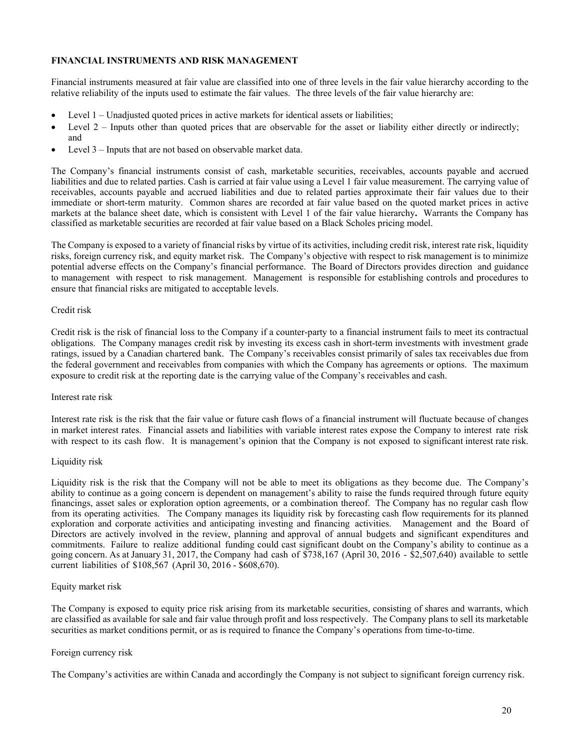## FINANCIAL INSTRUMENTS AND RISK MANAGEMENT

Financial instruments measured at fair value are classified into one of three levels in the fair value hierarchy according to the relative reliability of the inputs used to estimate the fair values. The three levels of the fair value hierarchy are:

- Level 1 – Unadjusted quoted prices in active markets for identical assets or liabilities;
- Level 2 – Inputs other than quoted prices that are observable for the asset or liability either directly or indirectly; and
- Level 3 – Inputs that are not based on observable market data.

The Company's financial instruments consist of cash, marketable securities, receivables, accounts payable and accrued liabilities and due to related parties. Cash is carried at fair value using a Level 1 fair value measurement. The carrying value of receivables, accounts payable and accrued liabilities and due to related parties approximate their fair values due to their immediate or short-term maturity. Common shares are recorded at fair value based on the quoted market prices in active markets at the balance sheet date, which is consistent with Level 1 of the fair value hierarchy**.** Warrants the Company has classified as marketable securities are recorded at fair value based on a Black Scholes pricing model.

The Company is exposed to a variety of financial risks by virtue of its activities, including credit risk, interest rate risk, liquidity risks, foreign currency risk, and equity market risk. The Company's objective with respect to risk management is to minimize potential adverse effects on the Company's financial performance. The Board of Directors provides direction and guidance to management with respect to risk management. Management is responsible for establishing controls and procedures to ensure that financial risks are mitigated to acceptable levels.

Credit risk

Credit risk is the risk of financial loss to the Company if a counter-party to a financial instrument fails to meet its contractual obligations. The Company manages credit risk by investing its excess cash in short-term investments with investment grade ratings, issued by a Canadian chartered bank. The Company's receivables consist primarily of sales tax receivables due from the federal government and receivables from companies with which the Company has agreements or options. The maximum exposure to credit risk at the reporting date is the carrying value of the Company's receivables and cash.

Interest rate risk

Interest rate risk is the risk that the fair value or future cash flows of a financial instrument will fluctuate because of changes in market interest rates. Financial assets and liabilities with variable interest rates expose the Company to interest rate risk with respect to its cash flow. It is management's opinion that the Company is not exposed to significant interest rate risk.

Liquidity risk

Liquidity risk is the risk that the Company will not be able to meet its obligations as they become due. The Company's ability to continue as a going concern is dependent on management's ability to raise the funds required through future equity financings, asset sales or exploration option agreements, or a combination thereof. The Company has no regular cash flow from its operating activities. The Company manages its liquidity risk by forecasting cash flow requirements for its planned exploration and corporate activities and anticipating investing and financing activities. Management and the Board of Directors are actively involved in the review, planning and approval of annual budgets and significant expenditures and commitments. Failure to realize additional funding could cast significant doubt on the Company's ability to continue as a going concern. As at January 31, 2017, the Company had cash of $738,167 (April 30, 2016 - $2,507,640) available to settle current liabilities of $108,567 (April 30, 2016 - $608,670).

Equity market risk

The Company is exposed to equity price risk arising from its marketable securities, consisting of shares and warrants, which are classified as available for sale and fair value through profit and loss respectively. The Company plans to sell its marketable securities as market conditions permit, or as is required to finance the Company's operations from time-to-time.

Foreign currency risk

The Company's activities are within Canada and accordingly the Company is not subject to significant foreign currency risk.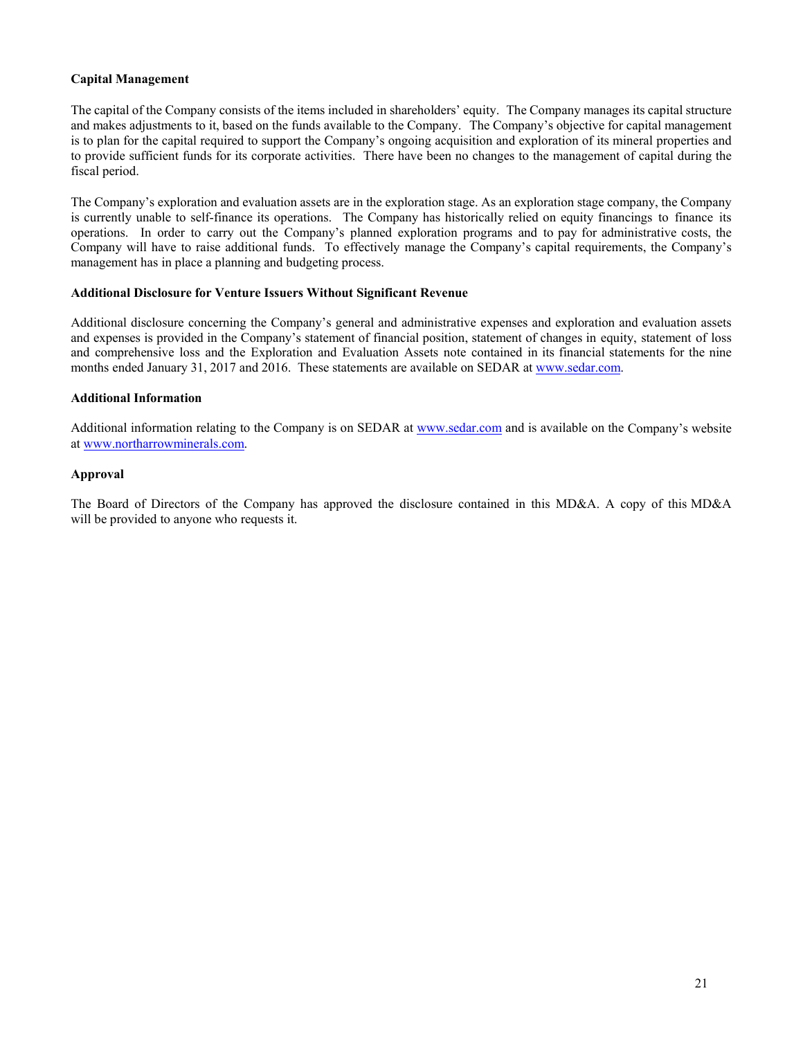**Capital Management**

The capital of the Company consists of the items included in shareholders' equity. The Company manages its capital structure and makes adjustments to it, based on the funds available to the Company. The Company's objective for capital management is to plan for the capital required to support the Company's ongoing acquisition and exploration of its mineral properties and to provide sufficient funds for its corporate activities. There have been no changes to the management of capital during the fiscal period.

The Company's exploration and evaluation assets are in the exploration stage. As an exploration stage company, the Company is currently unable to self-finance its operations. The Company has historically relied on equity financings to finance its operations. In order to carry out the Company's planned exploration programs and to pay for administrative costs, the Company will have to raise additional funds. To effectively manage the Company's capital requirements, the Company's management has in place a planning and budgeting process.

**Additional Disclosure for Venture Issuers Without Significant Revenue**

Additional disclosure concerning the Company's general and administrative expenses and exploration and evaluation assets and expenses is provided in the Company's statement of financial position, statement of changes in equity, statement of loss and comprehensive loss and the Exploration and Evaluation Assets note contained in its financial statements for the nine months ended January 31, 2017 and 2016. These statements are available on SEDAR at www.sedar.com.

**Additional Information**

Additional information relating to the Company is on SEDAR at www.sedar.com and is available on the Company's website at www.northarrowminerals.com.

**Approval**

The Board of Directors of the Company has approved the disclosure contained in this MD&A. A copy of this MD&A will be provided to anyone who requests it.